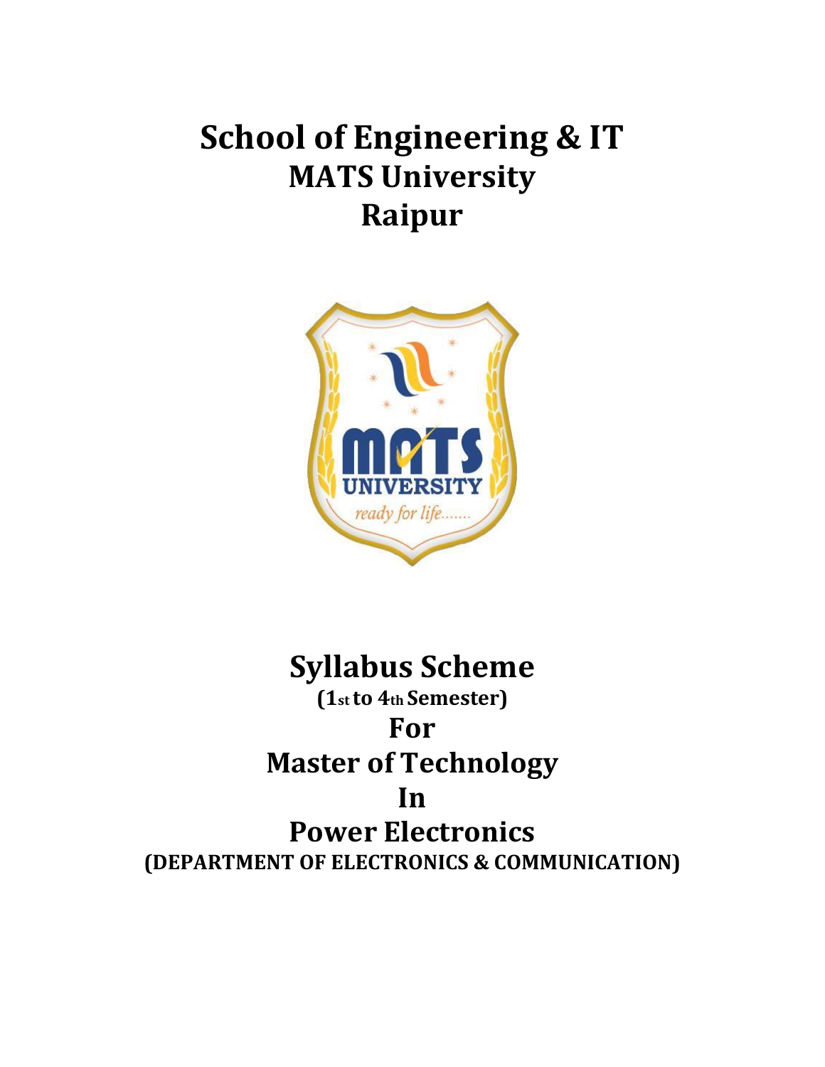# School of Engineering & IT
# MATS University
# Raipur

# Syllabus Scheme

**(1st to 4th Semester)**

## For

## Master of Technology

## In

## Power Electronics

**(DEPARTMENT OF ELECTRONICS & COMMUNICATION)**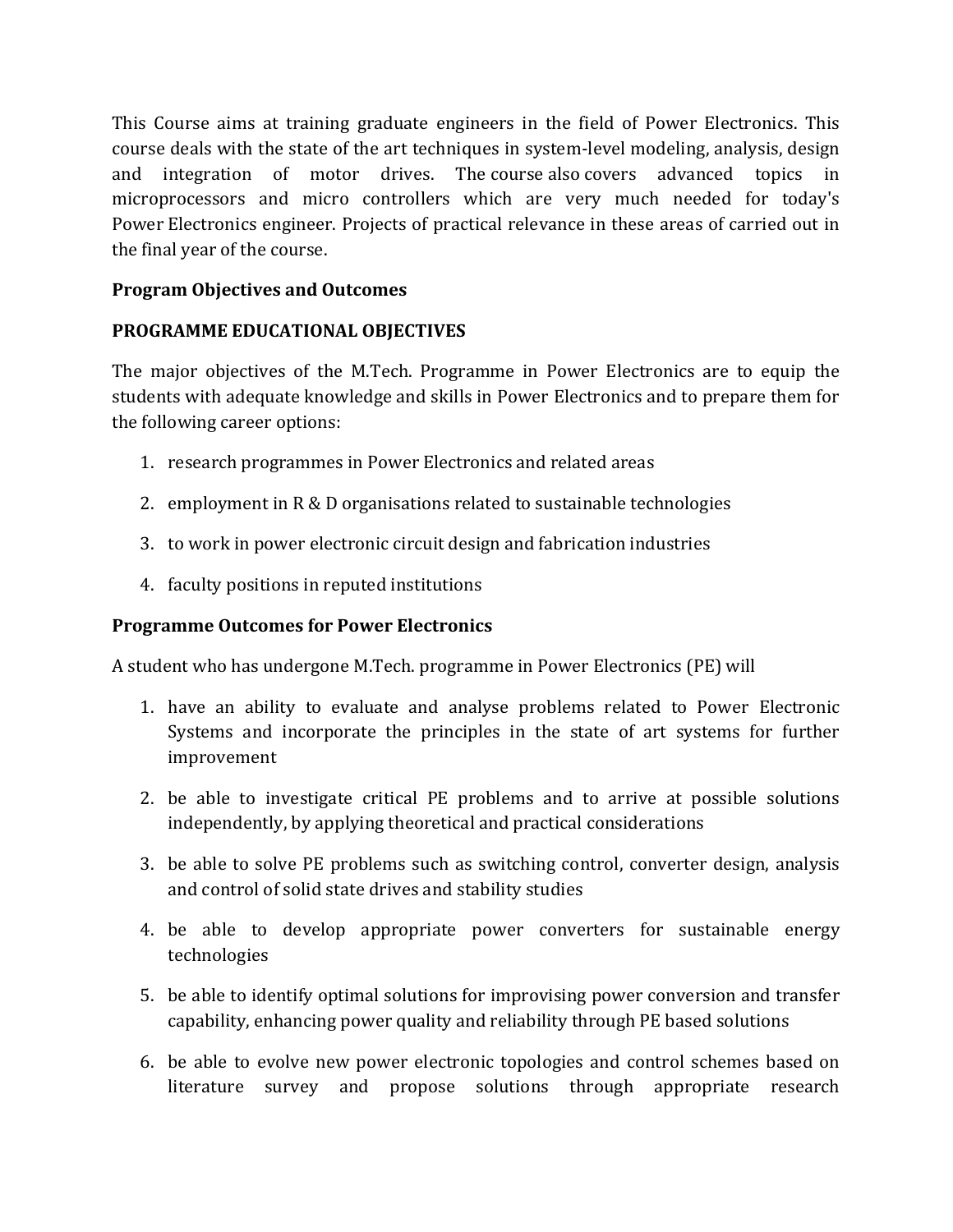This Course aims at training graduate engineers in the field of Power Electronics. This course deals with the state of the art techniques in system-level modeling, analysis, design and integration of motor drives. The course also covers advanced topics in microprocessors and micro controllers which are very much needed for today's Power Electronics engineer. Projects of practical relevance in these areas of carried out in the final year of the course.

**Program Objectives and Outcomes**

**PROGRAMME EDUCATIONAL OBJECTIVES**

The major objectives of the M.Tech. Programme in Power Electronics are to equip the students with adequate knowledge and skills in Power Electronics and to prepare them for the following career options:

1. research programmes in Power Electronics and related areas
2. employment in R & D organisations related to sustainable technologies
3. to work in power electronic circuit design and fabrication industries
4. faculty positions in reputed institutions

**Programme Outcomes for Power Electronics**

A student who has undergone M.Tech. programme in Power Electronics (PE) will

1. have an ability to evaluate and analyse problems related to Power Electronic Systems and incorporate the principles in the state of art systems for further improvement
2. be able to investigate critical PE problems and to arrive at possible solutions independently, by applying theoretical and practical considerations
3. be able to solve PE problems such as switching control, converter design, analysis and control of solid state drives and stability studies
4. be able to develop appropriate power converters for sustainable energy technologies
5. be able to identify optimal solutions for improvising power conversion and transfer capability, enhancing power quality and reliability through PE based solutions
6. be able to evolve new power electronic topologies and control schemes based on literature survey and propose solutions through appropriate research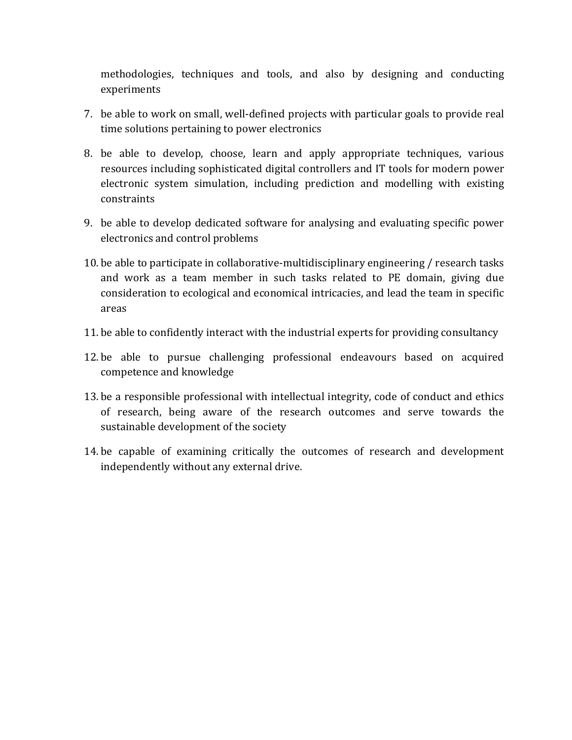methodologies, techniques and tools, and also by designing and conducting experiments

7. be able to work on small, well-defined projects with particular goals to provide real time solutions pertaining to power electronics
8. be able to develop, choose, learn and apply appropriate techniques, various resources including sophisticated digital controllers and IT tools for modern power electronic system simulation, including prediction and modelling with existing constraints
9. be able to develop dedicated software for analysing and evaluating specific power electronics and control problems
10. be able to participate in collaborative-multidisciplinary engineering / research tasks and work as a team member in such tasks related to PE domain, giving due consideration to ecological and economical intricacies, and lead the team in specific areas
11. be able to confidently interact with the industrial experts for providing consultancy
12. be able to pursue challenging professional endeavours based on acquired competence and knowledge
13. be a responsible professional with intellectual integrity, code of conduct and ethics of research, being aware of the research outcomes and serve towards the sustainable development of the society
14. be capable of examining critically the outcomes of research and development independently without any external drive.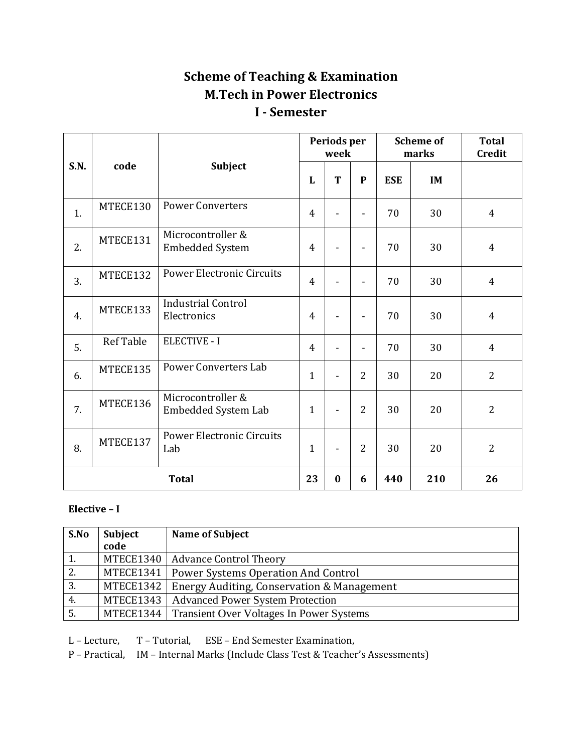# Scheme of Teaching & Examination
# M.Tech in Power Electronics
# I - Semester

| S.N. | code | Subject | Periods per week | | | Scheme of marks | | Total Credit |
|---|---|---|---|---|---|---|---|---|
| | | | L | T | P | ESE | IM | |
| 1. | MTECE130 | Power Converters | 4 | - | - | 70 | 30 | 4 |
| 2. | MTECE131 | Microcontroller & Embedded System | 4 | - | - | 70 | 30 | 4 |
| 3. | MTECE132 | Power Electronic Circuits | 4 | - | - | 70 | 30 | 4 |
| 4. | MTECE133 | Industrial Control Electronics | 4 | - | - | 70 | 30 | 4 |
| 5. | Ref Table | ELECTIVE - I | 4 | - | - | 70 | 30 | 4 |
| 6. | MTECE135 | Power Converters Lab | 1 | - | 2 | 30 | 20 | 2 |
| 7. | MTECE136 | Microcontroller & Embedded System Lab | 1 | - | 2 | 30 | 20 | 2 |
| 8. | MTECE137 | Power Electronic Circuits Lab | 1 | - | 2 | 30 | 20 | 2 |
| **Total** | | | **23** | **0** | **6** | **440** | **210** | **26** |

**Elective – I**

| S.No | Subject code | Name of Subject |
|---|---|---|
| 1. | MTECE1340 | Advance Control Theory |
| 2. | MTECE1341 | Power Systems Operation And Control |
| 3. | MTECE1342 | Energy Auditing, Conservation & Management |
| 4. | MTECE1343 | Advanced Power System Protection |
| 5. | MTECE1344 | Transient Over Voltages In Power Systems |

L – Lecture, T – Tutorial, ESE – End Semester Examination,
P – Practical, IM – Internal Marks (Include Class Test & Teacher's Assessments)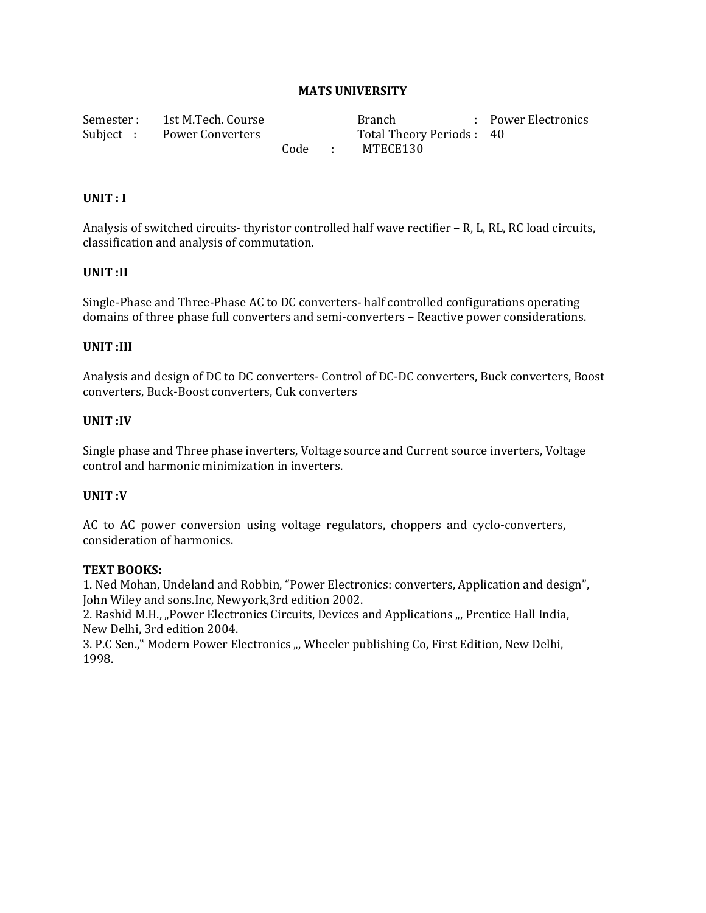**MATS UNIVERSITY**

Semester : 1st M.Tech. Course Branch : Power Electronics
Subject : Power Converters Total Theory Periods : 40
Code : MTECE130

**UNIT : I**

Analysis of switched circuits- thyristor controlled half wave rectifier – R, L, RL, RC load circuits, classification and analysis of commutation.

**UNIT :II**

Single-Phase and Three-Phase AC to DC converters- half controlled configurations operating domains of three phase full converters and semi-converters – Reactive power considerations.

**UNIT :III**

Analysis and design of DC to DC converters- Control of DC-DC converters, Buck converters, Boost converters, Buck-Boost converters, Cuk converters

**UNIT :IV**

Single phase and Three phase inverters, Voltage source and Current source inverters, Voltage control and harmonic minimization in inverters.

**UNIT :V**

AC to AC power conversion using voltage regulators, choppers and cyclo-converters, consideration of harmonics.

**TEXT BOOKS:**

1. Ned Mohan, Undeland and Robbin, "Power Electronics: converters, Application and design", John Wiley and sons.Inc, Newyork,3rd edition 2002.
2. Rashid M.H., „Power Electronics Circuits, Devices and Applications „, Prentice Hall India, New Delhi, 3rd edition 2004.
3. P.C Sen.," Modern Power Electronics „, Wheeler publishing Co, First Edition, New Delhi, 1998.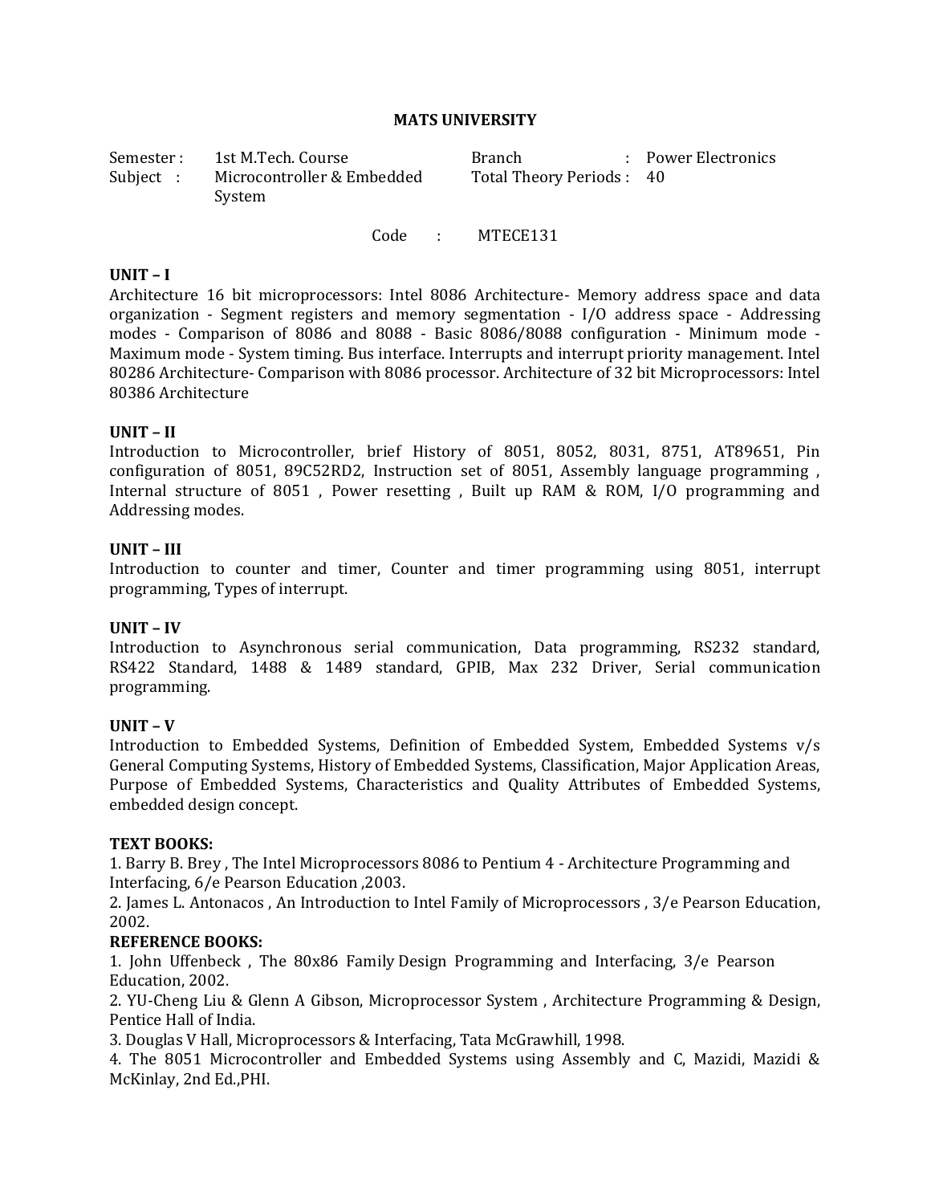# MATS UNIVERSITY

| | | | |
|---|---|---|---|
| Semester : | 1st M.Tech. Course | Branch | : Power Electronics |
| Subject : | Microcontroller & Embedded System | Total Theory Periods : | 40 |

Code : MTECE131

**UNIT – I**

Architecture 16 bit microprocessors: Intel 8086 Architecture- Memory address space and data organization - Segment registers and memory segmentation - I/O address space - Addressing modes - Comparison of 8086 and 8088 - Basic 8086/8088 configuration - Minimum mode - Maximum mode - System timing. Bus interface. Interrupts and interrupt priority management. Intel 80286 Architecture- Comparison with 8086 processor. Architecture of 32 bit Microprocessors: Intel 80386 Architecture

**UNIT – II**

Introduction to Microcontroller, brief History of 8051, 8052, 8031, 8751, AT89651, Pin configuration of 8051, 89C52RD2, Instruction set of 8051, Assembly language programming , Internal structure of 8051 , Power resetting , Built up RAM & ROM, I/O programming and Addressing modes.

**UNIT – III**

Introduction to counter and timer, Counter and timer programming using 8051, interrupt programming, Types of interrupt.

**UNIT – IV**

Introduction to Asynchronous serial communication, Data programming, RS232 standard, RS422 Standard, 1488 & 1489 standard, GPIB, Max 232 Driver, Serial communication programming.

**UNIT – V**

Introduction to Embedded Systems, Definition of Embedded System, Embedded Systems v/s General Computing Systems, History of Embedded Systems, Classification, Major Application Areas, Purpose of Embedded Systems, Characteristics and Quality Attributes of Embedded Systems, embedded design concept.

**TEXT BOOKS:**

1. Barry B. Brey , The Intel Microprocessors 8086 to Pentium 4 - Architecture Programming and Interfacing, 6/e Pearson Education ,2003.
2. James L. Antonacos , An Introduction to Intel Family of Microprocessors , 3/e Pearson Education, 2002.

**REFERENCE BOOKS:**

1. John Uffenbeck , The 80x86 Family Design Programming and Interfacing, 3/e Pearson Education, 2002.
2. YU-Cheng Liu & Glenn A Gibson, Microprocessor System , Architecture Programming & Design, Pentice Hall of India.
3. Douglas V Hall, Microprocessors & Interfacing, Tata McGrawhill, 1998.
4. The 8051 Microcontroller and Embedded Systems using Assembly and C, Mazidi, Mazidi & McKinlay, 2nd Ed.,PHI.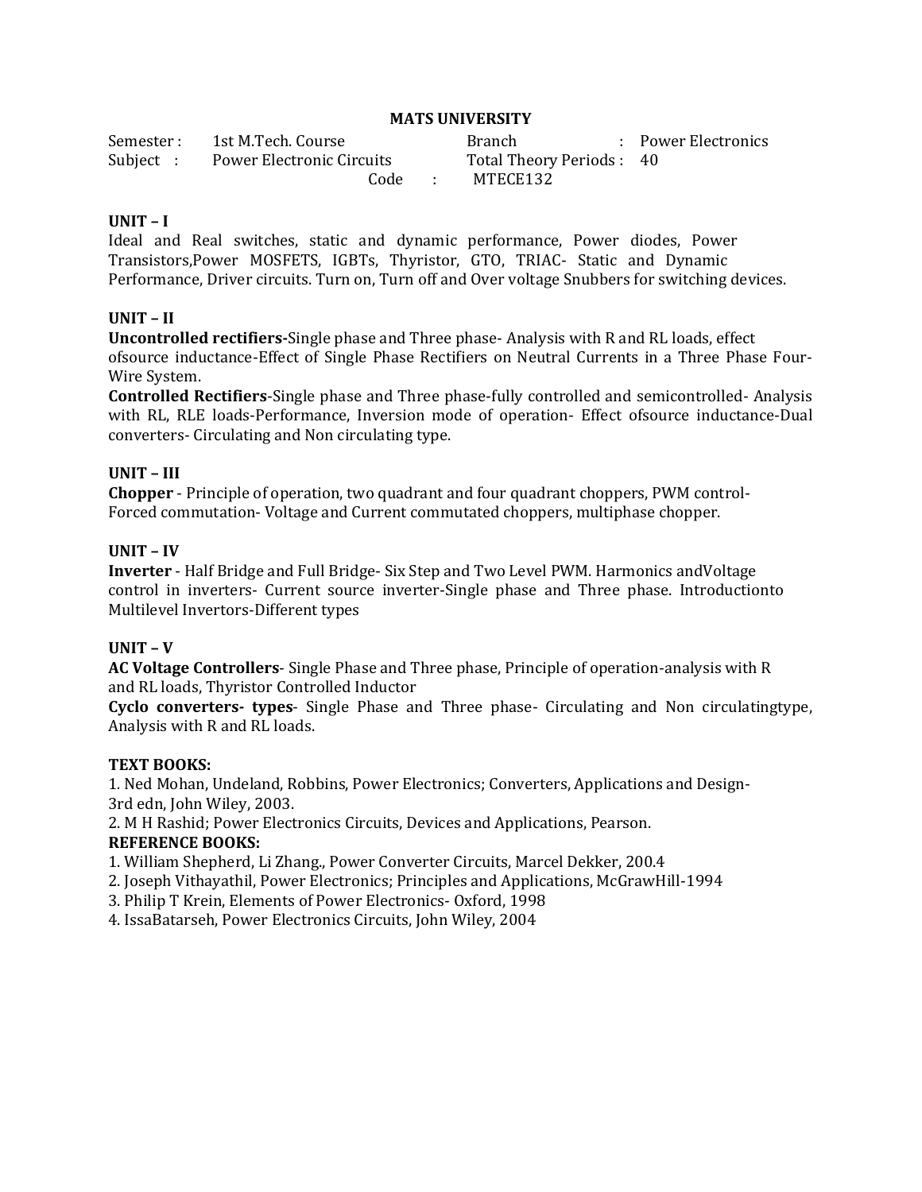**MATS UNIVERSITY**

Semester : 1st M.Tech. Course  Branch : Power Electronics
Subject : Power Electronic Circuits  Total Theory Periods : 40
Code : MTECE132

**UNIT – I**

Ideal and Real switches, static and dynamic performance, Power diodes, Power Transistors,Power MOSFETS, IGBTs, Thyristor, GTO, TRIAC- Static and Dynamic Performance, Driver circuits. Turn on, Turn off and Over voltage Snubbers for switching devices.

**UNIT – II**

**Uncontrolled rectifiers-**Single phase and Three phase- Analysis with R and RL loads, effect ofsource inductance-Effect of Single Phase Rectifiers on Neutral Currents in a Three Phase Four-Wire System.

**Controlled Rectifiers**-Single phase and Three phase-fully controlled and semicontrolled- Analysis with RL, RLE loads-Performance, Inversion mode of operation- Effect ofsource inductance-Dual converters- Circulating and Non circulating type.

**UNIT – III**

**Chopper** - Principle of operation, two quadrant and four quadrant choppers, PWM control- Forced commutation- Voltage and Current commutated choppers, multiphase chopper.

**UNIT – IV**

**Inverter** - Half Bridge and Full Bridge- Six Step and Two Level PWM. Harmonics andVoltage control in inverters- Current source inverter-Single phase and Three phase. Introductionto Multilevel Invertors-Different types

**UNIT – V**

**AC Voltage Controllers**- Single Phase and Three phase, Principle of operation-analysis with R and RL loads, Thyristor Controlled Inductor

**Cyclo converters- types**- Single Phase and Three phase- Circulating and Non circulatingtype, Analysis with R and RL loads.

**TEXT BOOKS:**

1. Ned Mohan, Undeland, Robbins, Power Electronics; Converters, Applications and Design- 3rd edn, John Wiley, 2003.
2. M H Rashid; Power Electronics Circuits, Devices and Applications, Pearson.

**REFERENCE BOOKS:**

1. William Shepherd, Li Zhang., Power Converter Circuits, Marcel Dekker, 200.4
2. Joseph Vithayathil, Power Electronics; Principles and Applications, McGrawHill-1994
3. Philip T Krein, Elements of Power Electronics- Oxford, 1998
4. IssaBatarseh, Power Electronics Circuits, John Wiley, 2004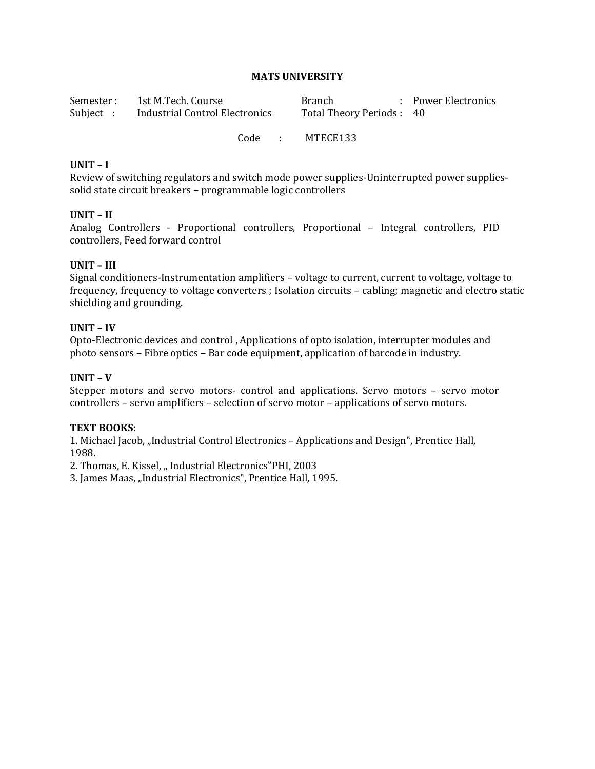**MATS UNIVERSITY**

| | | | |
|---|---|---|---|
| Semester : | 1st M.Tech. Course | Branch | : Power Electronics |
| Subject : | Industrial Control Electronics | Total Theory Periods : | 40 |

Code : MTECE133

**UNIT – I**

Review of switching regulators and switch mode power supplies-Uninterrupted power supplies-solid state circuit breakers – programmable logic controllers

**UNIT – II**

Analog Controllers - Proportional controllers, Proportional – Integral controllers, PID controllers, Feed forward control

**UNIT – III**

Signal conditioners-Instrumentation amplifiers – voltage to current, current to voltage, voltage to frequency, frequency to voltage converters ; Isolation circuits – cabling; magnetic and electro static shielding and grounding.

**UNIT – IV**

Opto-Electronic devices and control , Applications of opto isolation, interrupter modules and photo sensors – Fibre optics – Bar code equipment, application of barcode in industry.

**UNIT – V**

Stepper motors and servo motors- control and applications. Servo motors – servo motor controllers – servo amplifiers – selection of servo motor – applications of servo motors.

**TEXT BOOKS:**

1. Michael Jacob, „Industrial Control Electronics – Applications and Design", Prentice Hall, 1988.
2. Thomas, E. Kissel, „ Industrial Electronics"PHI, 2003
3. James Maas, „Industrial Electronics", Prentice Hall, 1995.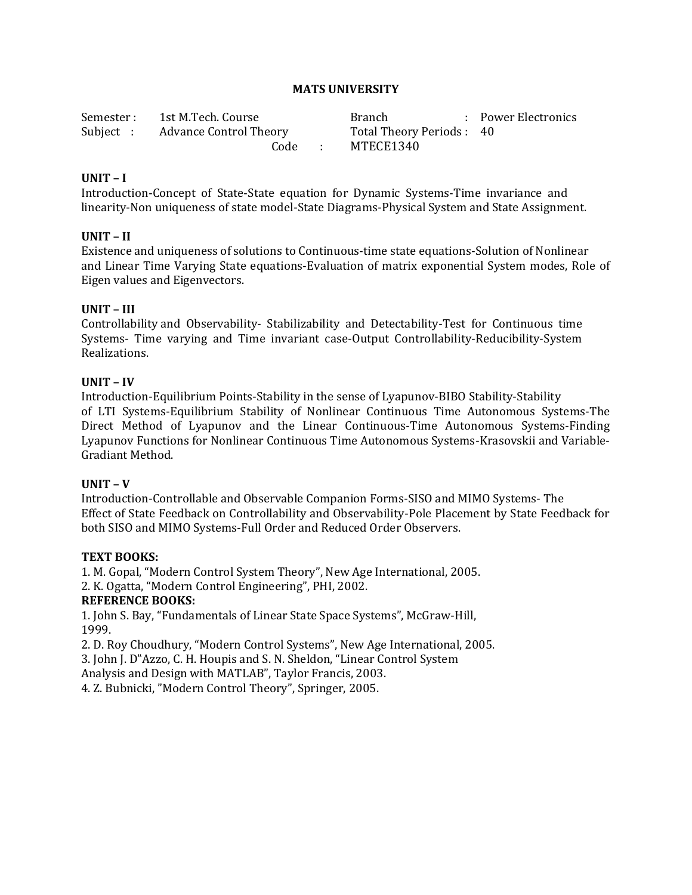# MATS UNIVERSITY

| | | | |
|---|---|---|---|
| Semester : | 1st M.Tech. Course | Branch | : Power Electronics |
| Subject : | Advance Control Theory | Total Theory Periods : | 40 |
| | Code : | MTECE1340 | |

## UNIT – I

Introduction-Concept of State-State equation for Dynamic Systems-Time invariance and linearity-Non uniqueness of state model-State Diagrams-Physical System and State Assignment.

## UNIT – II

Existence and uniqueness of solutions to Continuous-time state equations-Solution of Nonlinear and Linear Time Varying State equations-Evaluation of matrix exponential System modes, Role of Eigen values and Eigenvectors.

## UNIT – III

Controllability and Observability- Stabilizability and Detectability-Test for Continuous time Systems- Time varying and Time invariant case-Output Controllability-Reducibility-System Realizations.

## UNIT – IV

Introduction-Equilibrium Points-Stability in the sense of Lyapunov-BIBO Stability-Stability of LTI Systems-Equilibrium Stability of Nonlinear Continuous Time Autonomous Systems-The Direct Method of Lyapunov and the Linear Continuous-Time Autonomous Systems-Finding Lyapunov Functions for Nonlinear Continuous Time Autonomous Systems-Krasovskii and Variable-Gradiant Method.

## UNIT – V

Introduction-Controllable and Observable Companion Forms-SISO and MIMO Systems- The Effect of State Feedback on Controllability and Observability-Pole Placement by State Feedback for both SISO and MIMO Systems-Full Order and Reduced Order Observers.

**TEXT BOOKS:**

1. M. Gopal, "Modern Control System Theory", New Age International, 2005.
2. K. Ogatta, "Modern Control Engineering", PHI, 2002.

**REFERENCE BOOKS:**

1. John S. Bay, "Fundamentals of Linear State Space Systems", McGraw-Hill, 1999.
2. D. Roy Choudhury, "Modern Control Systems", New Age International, 2005.
3. John J. D"Azzo, C. H. Houpis and S. N. Sheldon, "Linear Control System Analysis and Design with MATLAB", Taylor Francis, 2003.
4. Z. Bubnicki, "Modern Control Theory", Springer, 2005.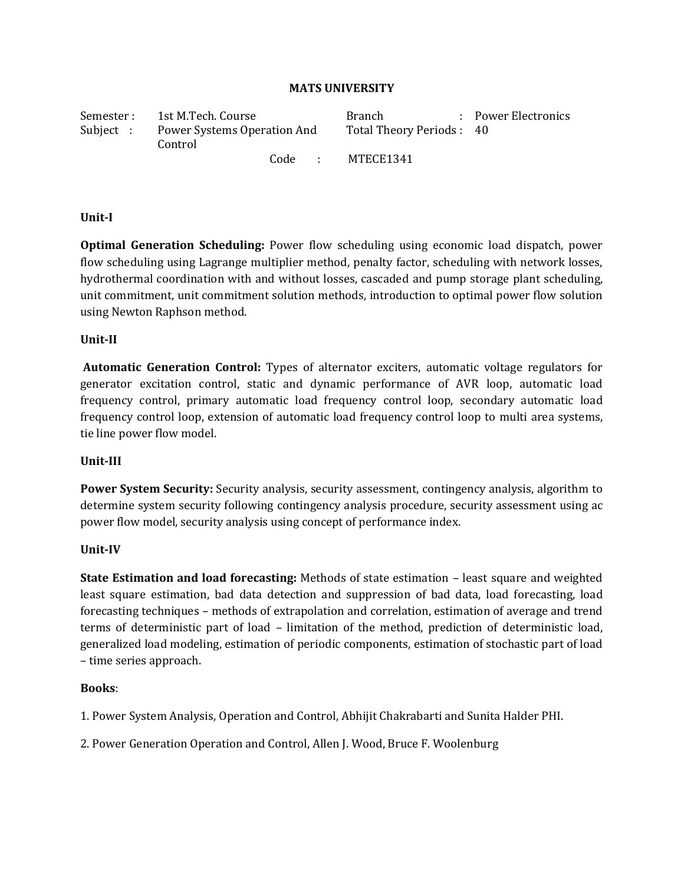# MATS UNIVERSITY

| | | | |
|---|---|---|---|
| Semester : | 1st M.Tech. Course | Branch | : Power Electronics |
| Subject : | Power Systems Operation And Control | Total Theory Periods : | 40 |
| | Code : | MTECE1341 | |

**Unit-I**

**Optimal Generation Scheduling:** Power flow scheduling using economic load dispatch, power flow scheduling using Lagrange multiplier method, penalty factor, scheduling with network losses, hydrothermal coordination with and without losses, cascaded and pump storage plant scheduling, unit commitment, unit commitment solution methods, introduction to optimal power flow solution using Newton Raphson method.

**Unit-II**

**Automatic Generation Control:** Types of alternator exciters, automatic voltage regulators for generator excitation control, static and dynamic performance of AVR loop, automatic load frequency control, primary automatic load frequency control loop, secondary automatic load frequency control loop, extension of automatic load frequency control loop to multi area systems, tie line power flow model.

**Unit-III**

**Power System Security:** Security analysis, security assessment, contingency analysis, algorithm to determine system security following contingency analysis procedure, security assessment using ac power flow model, security analysis using concept of performance index.

**Unit-IV**

**State Estimation and load forecasting:** Methods of state estimation – least square and weighted least square estimation, bad data detection and suppression of bad data, load forecasting, load forecasting techniques – methods of extrapolation and correlation, estimation of average and trend terms of deterministic part of load – limitation of the method, prediction of deterministic load, generalized load modeling, estimation of periodic components, estimation of stochastic part of load – time series approach.

**Books**:

1. Power System Analysis, Operation and Control, Abhijit Chakrabarti and Sunita Halder PHI.

2. Power Generation Operation and Control, Allen J. Wood, Bruce F. Woolenburg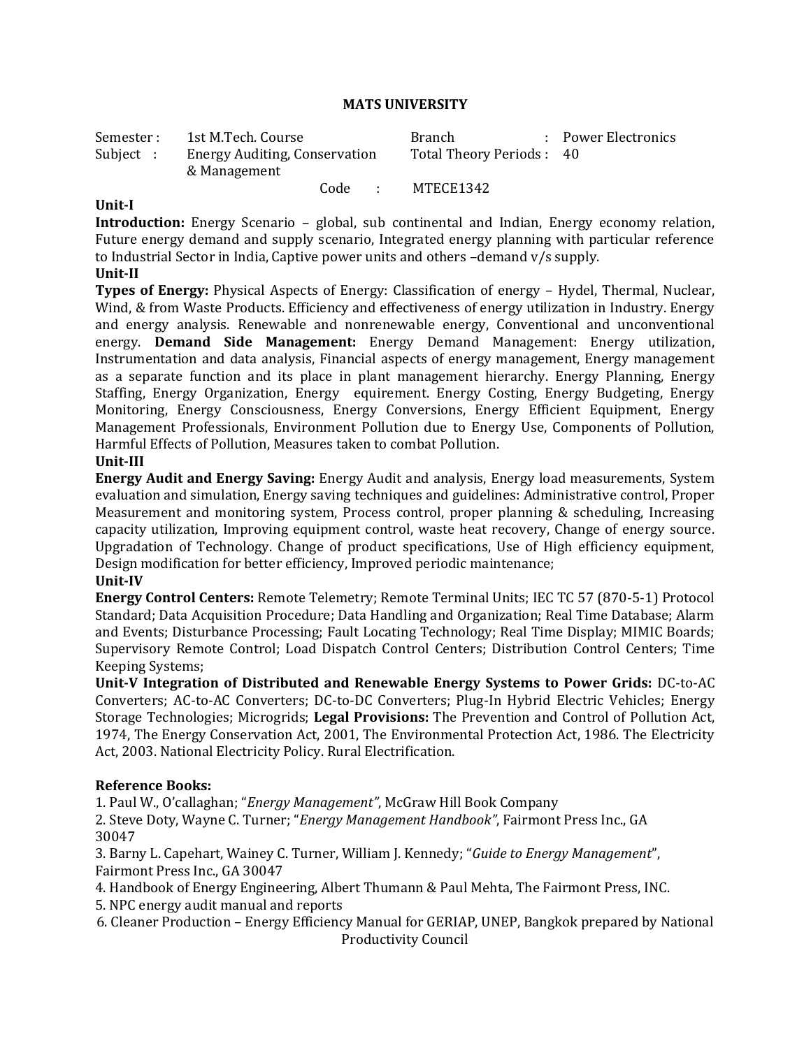# MATS UNIVERSITY

| | | | |
|---|---|---|---|
| Semester : | 1st M.Tech. Course | Branch | : Power Electronics |
| Subject : | Energy Auditing, Conservation & Management | Total Theory Periods : | 40 |
| | Code : | MTECE1342 | |

**Unit-I**

**Introduction:** Energy Scenario – global, sub continental and Indian, Energy economy relation, Future energy demand and supply scenario, Integrated energy planning with particular reference to Industrial Sector in India, Captive power units and others –demand v/s supply.

**Unit-II**

**Types of Energy:** Physical Aspects of Energy: Classification of energy – Hydel, Thermal, Nuclear, Wind, & from Waste Products. Efficiency and effectiveness of energy utilization in Industry. Energy and energy analysis. Renewable and nonrenewable energy, Conventional and unconventional energy. **Demand Side Management:** Energy Demand Management: Energy utilization, Instrumentation and data analysis, Financial aspects of energy management, Energy management as a separate function and its place in plant management hierarchy. Energy Planning, Energy Staffing, Energy Organization, Energy equirement. Energy Costing, Energy Budgeting, Energy Monitoring, Energy Consciousness, Energy Conversions, Energy Efficient Equipment, Energy Management Professionals, Environment Pollution due to Energy Use, Components of Pollution, Harmful Effects of Pollution, Measures taken to combat Pollution.

**Unit-III**

**Energy Audit and Energy Saving:** Energy Audit and analysis, Energy load measurements, System evaluation and simulation, Energy saving techniques and guidelines: Administrative control, Proper Measurement and monitoring system, Process control, proper planning & scheduling, Increasing capacity utilization, Improving equipment control, waste heat recovery, Change of energy source. Upgradation of Technology. Change of product specifications, Use of High efficiency equipment, Design modification for better efficiency, Improved periodic maintenance;

**Unit-IV**

**Energy Control Centers:** Remote Telemetry; Remote Terminal Units; IEC TC 57 (870-5-1) Protocol Standard; Data Acquisition Procedure; Data Handling and Organization; Real Time Database; Alarm and Events; Disturbance Processing; Fault Locating Technology; Real Time Display; MIMIC Boards; Supervisory Remote Control; Load Dispatch Control Centers; Distribution Control Centers; Time Keeping Systems;

**Unit-V Integration of Distributed and Renewable Energy Systems to Power Grids:** DC-to-AC Converters; AC-to-AC Converters; DC-to-DC Converters; Plug-In Hybrid Electric Vehicles; Energy Storage Technologies; Microgrids; **Legal Provisions:** The Prevention and Control of Pollution Act, 1974, The Energy Conservation Act, 2001, The Environmental Protection Act, 1986. The Electricity Act, 2003. National Electricity Policy. Rural Electrification.

**Reference Books:**

1. Paul W., O'callaghan; "*Energy Management"*, McGraw Hill Book Company
2. Steve Doty, Wayne C. Turner; "*Energy Management Handbook"*, Fairmont Press Inc., GA 30047
3. Barny L. Capehart, Wainey C. Turner, William J. Kennedy; "*Guide to Energy Management*", Fairmont Press Inc., GA 30047
4. Handbook of Energy Engineering, Albert Thumann & Paul Mehta, The Fairmont Press, INC.
5. NPC energy audit manual and reports
6. Cleaner Production – Energy Efficiency Manual for GERIAP, UNEP, Bangkok prepared by National Productivity Council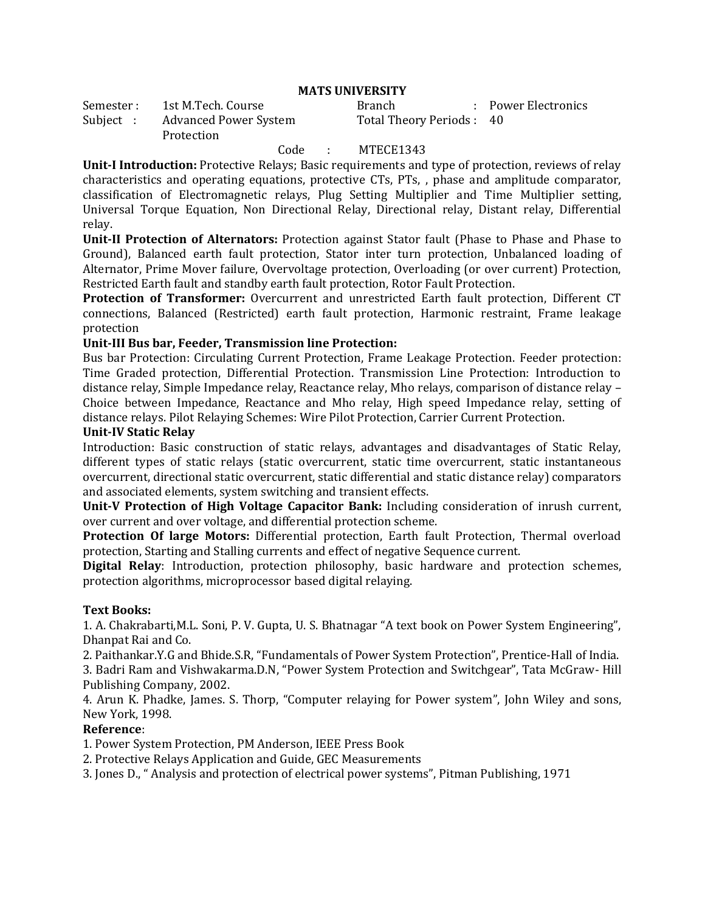# MATS UNIVERSITY

| | | | | |
|---|---|---|---|---|
| Semester : | 1st M.Tech. Course | Branch | : | Power Electronics |
| Subject : | Advanced Power System Protection | Total Theory Periods : | | 40 |

Code : MTECE1343

**Unit-I Introduction:** Protective Relays; Basic requirements and type of protection, reviews of relay characteristics and operating equations, protective CTs, PTs, , phase and amplitude comparator, classification of Electromagnetic relays, Plug Setting Multiplier and Time Multiplier setting, Universal Torque Equation, Non Directional Relay, Directional relay, Distant relay, Differential relay.

**Unit-II Protection of Alternators:** Protection against Stator fault (Phase to Phase and Phase to Ground), Balanced earth fault protection, Stator inter turn protection, Unbalanced loading of Alternator, Prime Mover failure, Overvoltage protection, Overloading (or over current) Protection, Restricted Earth fault and standby earth fault protection, Rotor Fault Protection.

**Protection of Transformer:** Overcurrent and unrestricted Earth fault protection, Different CT connections, Balanced (Restricted) earth fault protection, Harmonic restraint, Frame leakage protection

**Unit-III Bus bar, Feeder, Transmission line Protection:**

Bus bar Protection: Circulating Current Protection, Frame Leakage Protection. Feeder protection: Time Graded protection, Differential Protection. Transmission Line Protection: Introduction to distance relay, Simple Impedance relay, Reactance relay, Mho relays, comparison of distance relay – Choice between Impedance, Reactance and Mho relay, High speed Impedance relay, setting of distance relays. Pilot Relaying Schemes: Wire Pilot Protection, Carrier Current Protection.

**Unit-IV Static Relay**

Introduction: Basic construction of static relays, advantages and disadvantages of Static Relay, different types of static relays (static overcurrent, static time overcurrent, static instantaneous overcurrent, directional static overcurrent, static differential and static distance relay) comparators and associated elements, system switching and transient effects.

**Unit-V Protection of High Voltage Capacitor Bank:** Including consideration of inrush current, over current and over voltage, and differential protection scheme.

**Protection Of large Motors:** Differential protection, Earth fault Protection, Thermal overload protection, Starting and Stalling currents and effect of negative Sequence current.

**Digital Relay**: Introduction, protection philosophy, basic hardware and protection schemes, protection algorithms, microprocessor based digital relaying.

**Text Books:**

1. A. Chakrabarti,M.L. Soni, P. V. Gupta, U. S. Bhatnagar "A text book on Power System Engineering", Dhanpat Rai and Co.
2. Paithankar.Y.G and Bhide.S.R, "Fundamentals of Power System Protection", Prentice-Hall of India.
3. Badri Ram and Vishwakarma.D.N, "Power System Protection and Switchgear", Tata McGraw- Hill Publishing Company, 2002.
4. Arun K. Phadke, James. S. Thorp, "Computer relaying for Power system", John Wiley and sons, New York, 1998.

**Reference**:

1. Power System Protection, PM Anderson, IEEE Press Book
2. Protective Relays Application and Guide, GEC Measurements
3. Jones D., " Analysis and protection of electrical power systems", Pitman Publishing, 1971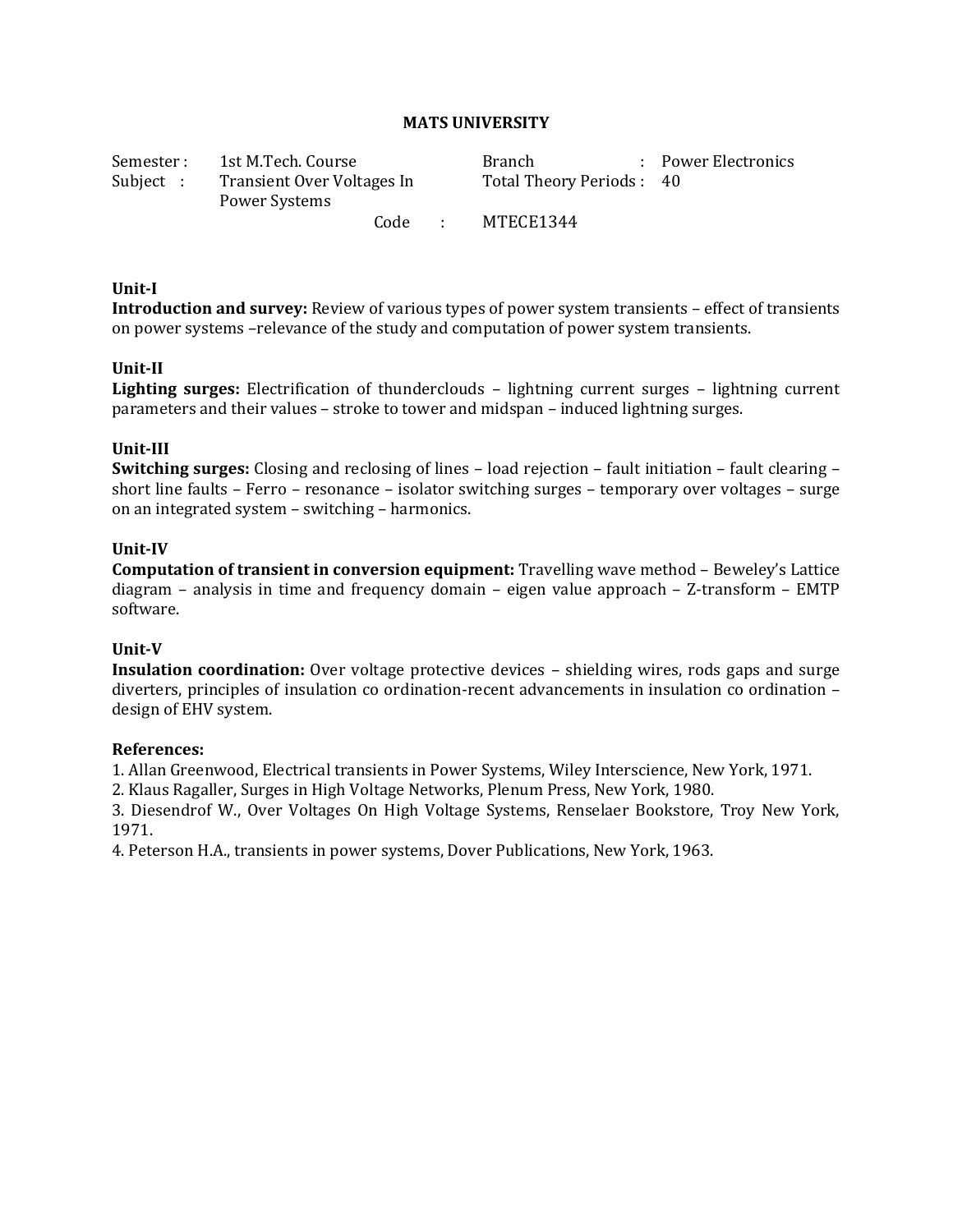**MATS UNIVERSITY**

| | | | |
|---|---|---|---|
| Semester : | 1st M.Tech. Course | Branch | : Power Electronics |
| Subject : | Transient Over Voltages In Power Systems | Total Theory Periods : | 40 |
| | Code : | MTECE1344 | |

**Unit-I**

**Introduction and survey:** Review of various types of power system transients – effect of transients on power systems –relevance of the study and computation of power system transients.

**Unit-II**

**Lighting surges:** Electrification of thunderclouds – lightning current surges – lightning current parameters and their values – stroke to tower and midspan – induced lightning surges.

**Unit-III**

**Switching surges:** Closing and reclosing of lines – load rejection – fault initiation – fault clearing – short line faults – Ferro – resonance – isolator switching surges – temporary over voltages – surge on an integrated system – switching – harmonics.

**Unit-IV**

**Computation of transient in conversion equipment:** Travelling wave method – Beweley's Lattice diagram – analysis in time and frequency domain – eigen value approach – Z-transform – EMTP software.

**Unit-V**

**Insulation coordination:** Over voltage protective devices – shielding wires, rods gaps and surge diverters, principles of insulation co ordination-recent advancements in insulation co ordination – design of EHV system.

**References:**

1. Allan Greenwood, Electrical transients in Power Systems, Wiley Interscience, New York, 1971.
2. Klaus Ragaller, Surges in High Voltage Networks, Plenum Press, New York, 1980.
3. Diesendrof W., Over Voltages On High Voltage Systems, Renselaer Bookstore, Troy New York, 1971.
4. Peterson H.A., transients in power systems, Dover Publications, New York, 1963.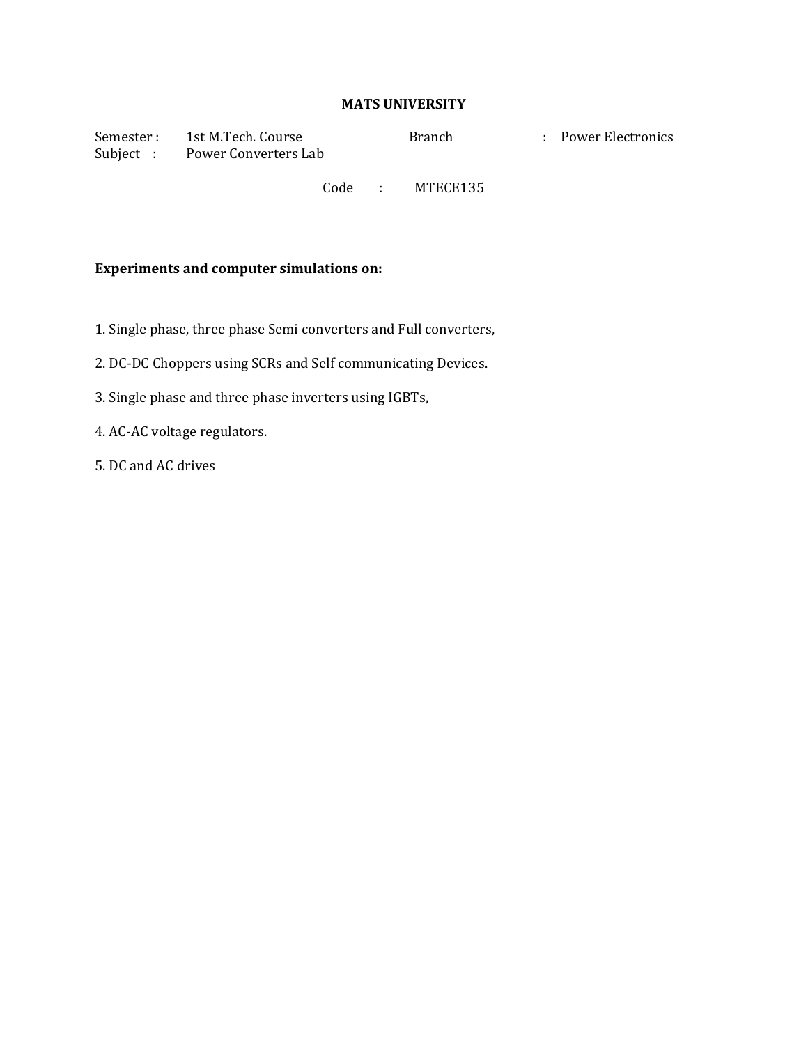# MATS UNIVERSITY

Semester : 1st M.Tech. Course Branch : Power Electronics
Subject : Power Converters Lab

Code : MTECE135

**Experiments and computer simulations on:**

1. Single phase, three phase Semi converters and Full converters,
2. DC-DC Choppers using SCRs and Self communicating Devices.
3. Single phase and three phase inverters using IGBTs,
4. AC-AC voltage regulators.
5. DC and AC drives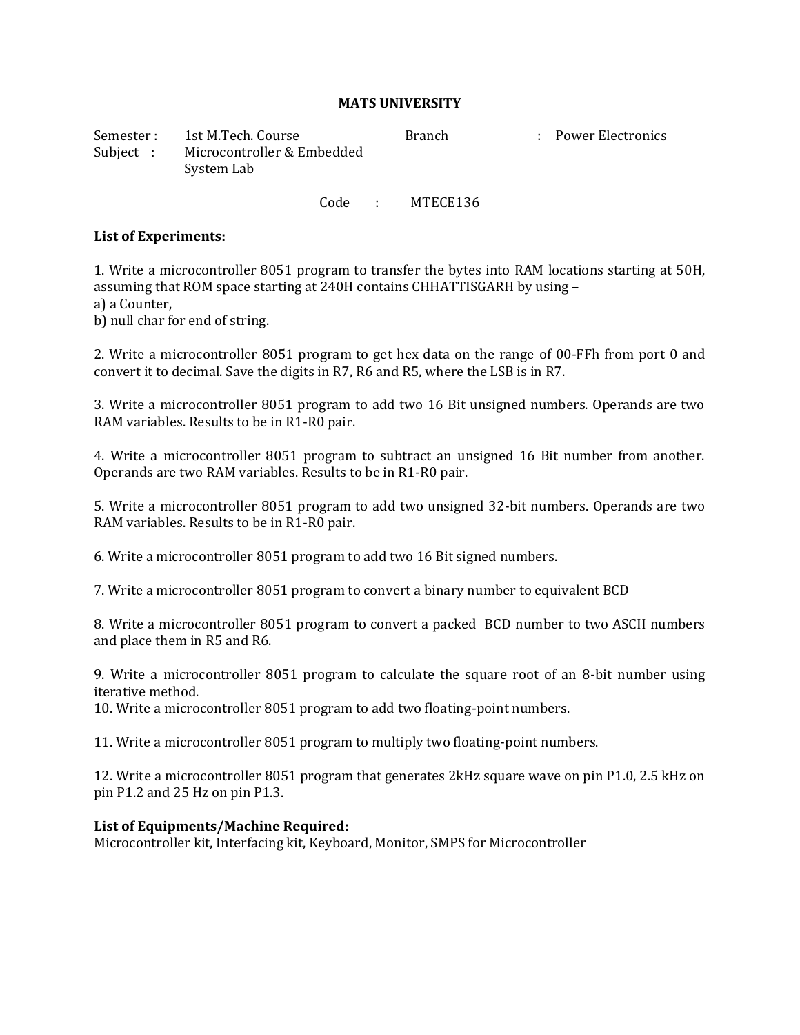**MATS UNIVERSITY**

Semester : 1st M.Tech. Course    Branch : Power Electronics
Subject : Microcontroller & Embedded System Lab

Code : MTECE136

**List of Experiments:**

1. Write a microcontroller 8051 program to transfer the bytes into RAM locations starting at 50H, assuming that ROM space starting at 240H contains CHHATTISGARH by using –
a) a Counter,
b) null char for end of string.

2. Write a microcontroller 8051 program to get hex data on the range of 00-FFh from port 0 and convert it to decimal. Save the digits in R7, R6 and R5, where the LSB is in R7.

3. Write a microcontroller 8051 program to add two 16 Bit unsigned numbers. Operands are two RAM variables. Results to be in R1-R0 pair.

4. Write a microcontroller 8051 program to subtract an unsigned 16 Bit number from another. Operands are two RAM variables. Results to be in R1-R0 pair.

5. Write a microcontroller 8051 program to add two unsigned 32-bit numbers. Operands are two RAM variables. Results to be in R1-R0 pair.

6. Write a microcontroller 8051 program to add two 16 Bit signed numbers.

7. Write a microcontroller 8051 program to convert a binary number to equivalent BCD

8. Write a microcontroller 8051 program to convert a packed BCD number to two ASCII numbers and place them in R5 and R6.

9. Write a microcontroller 8051 program to calculate the square root of an 8-bit number using iterative method.

10. Write a microcontroller 8051 program to add two floating-point numbers.

11. Write a microcontroller 8051 program to multiply two floating-point numbers.

12. Write a microcontroller 8051 program that generates 2kHz square wave on pin P1.0, 2.5 kHz on pin P1.2 and 25 Hz on pin P1.3.

**List of Equipments/Machine Required:**
Microcontroller kit, Interfacing kit, Keyboard, Monitor, SMPS for Microcontroller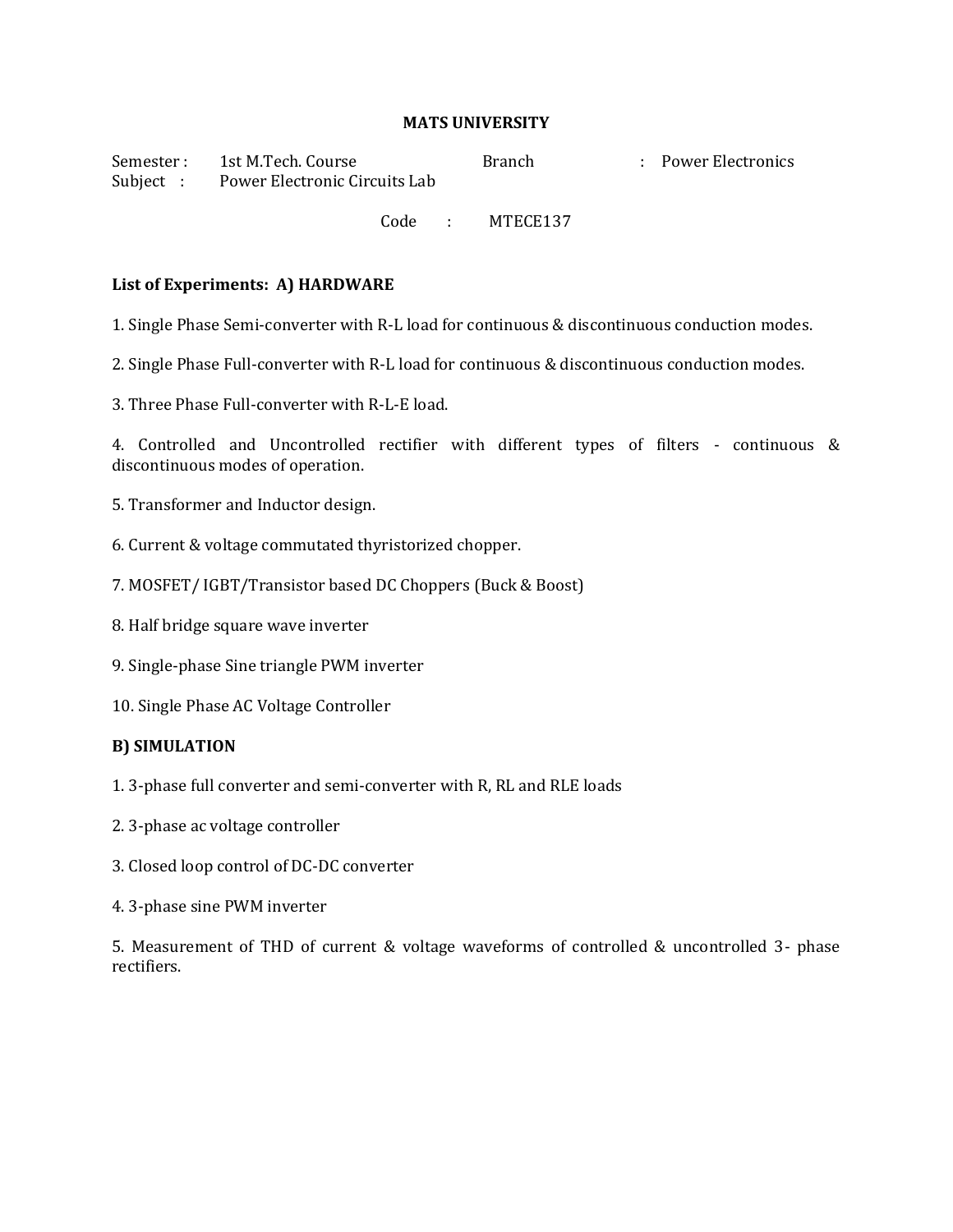**MATS UNIVERSITY**

Semester : 1st M.Tech. Course Branch : Power Electronics
Subject : Power Electronic Circuits Lab

Code : MTECE137

**List of Experiments: A) HARDWARE**

1. Single Phase Semi-converter with R-L load for continuous & discontinuous conduction modes.

2. Single Phase Full-converter with R-L load for continuous & discontinuous conduction modes.

3. Three Phase Full-converter with R-L-E load.

4. Controlled and Uncontrolled rectifier with different types of filters - continuous & discontinuous modes of operation.

5. Transformer and Inductor design.

6. Current & voltage commutated thyristorized chopper.

7. MOSFET/ IGBT/Transistor based DC Choppers (Buck & Boost)

8. Half bridge square wave inverter

9. Single-phase Sine triangle PWM inverter

10. Single Phase AC Voltage Controller

**B) SIMULATION**

1. 3-phase full converter and semi-converter with R, RL and RLE loads

2. 3-phase ac voltage controller

3. Closed loop control of DC-DC converter

4. 3-phase sine PWM inverter

5. Measurement of THD of current & voltage waveforms of controlled & uncontrolled 3- phase rectifiers.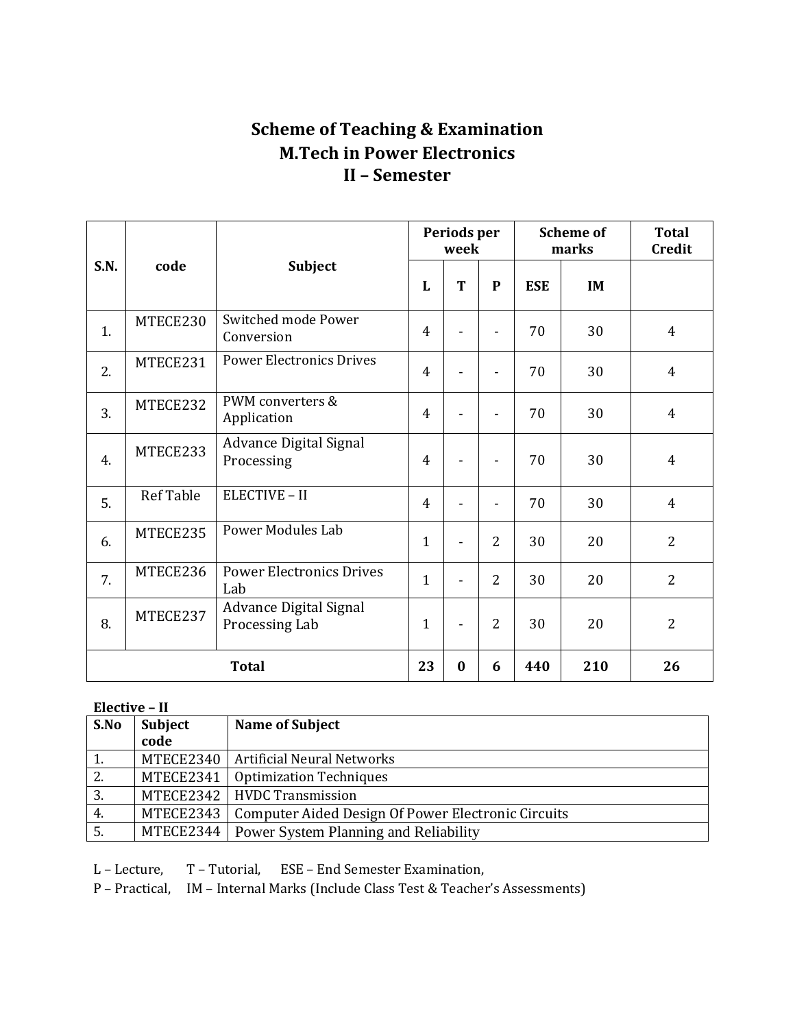# Scheme of Teaching & Examination
## M.Tech in Power Electronics
## II – Semester

| S.N. | code | Subject | Periods per week | | | Scheme of marks | | Total Credit |
|---|---|---|---|---|---|---|---|---|
| | | | L | T | P | ESE | IM | |
| 1. | MTECE230 | Switched mode Power Conversion | 4 | - | - | 70 | 30 | 4 |
| 2. | MTECE231 | Power Electronics Drives | 4 | - | - | 70 | 30 | 4 |
| 3. | MTECE232 | PWM converters & Application | 4 | - | - | 70 | 30 | 4 |
| 4. | MTECE233 | Advance Digital Signal Processing | 4 | - | - | 70 | 30 | 4 |
| 5. | Ref Table | ELECTIVE – II | 4 | - | - | 70 | 30 | 4 |
| 6. | MTECE235 | Power Modules Lab | 1 | - | 2 | 30 | 20 | 2 |
| 7. | MTECE236 | Power Electronics Drives Lab | 1 | - | 2 | 30 | 20 | 2 |
| 8. | MTECE237 | Advance Digital Signal Processing Lab | 1 | - | 2 | 30 | 20 | 2 |
| **Total** | | | **23** | **0** | **6** | **440** | **210** | **26** |

**Elective – II**

| S.No | Subject code | Name of Subject |
|---|---|---|
| 1. | MTECE2340 | Artificial Neural Networks |
| 2. | MTECE2341 | Optimization Techniques |
| 3. | MTECE2342 | HVDC Transmission |
| 4. | MTECE2343 | Computer Aided Design Of Power Electronic Circuits |
| 5. | MTECE2344 | Power System Planning and Reliability |

L – Lecture, T – Tutorial, ESE – End Semester Examination,

P – Practical, IM – Internal Marks (Include Class Test & Teacher's Assessments)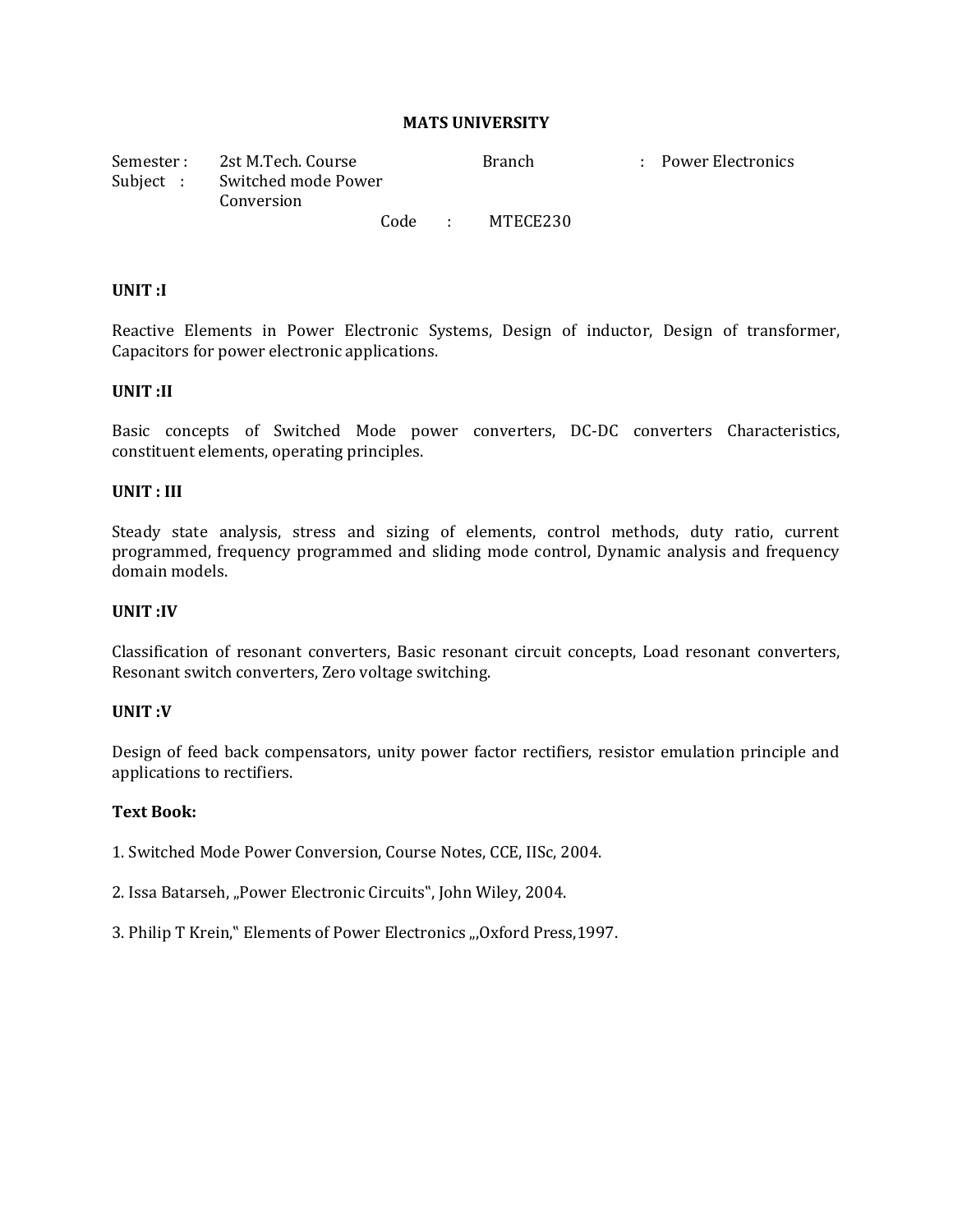# MATS UNIVERSITY

Semester : 2st M.Tech. Course    Branch : Power Electronics

Subject : Switched mode Power Conversion

Code : MTECE230

**UNIT :I**

Reactive Elements in Power Electronic Systems, Design of inductor, Design of transformer, Capacitors for power electronic applications.

**UNIT :II**

Basic concepts of Switched Mode power converters, DC-DC converters Characteristics, constituent elements, operating principles.

**UNIT : III**

Steady state analysis, stress and sizing of elements, control methods, duty ratio, current programmed, frequency programmed and sliding mode control, Dynamic analysis and frequency domain models.

**UNIT :IV**

Classification of resonant converters, Basic resonant circuit concepts, Load resonant converters, Resonant switch converters, Zero voltage switching.

**UNIT :V**

Design of feed back compensators, unity power factor rectifiers, resistor emulation principle and applications to rectifiers.

**Text Book:**

1. Switched Mode Power Conversion, Course Notes, CCE, IISc, 2004.

2. Issa Batarseh, „Power Electronic Circuits‟, John Wiley, 2004.

3. Philip T Krein,‟ Elements of Power Electronics „,Oxford Press,1997.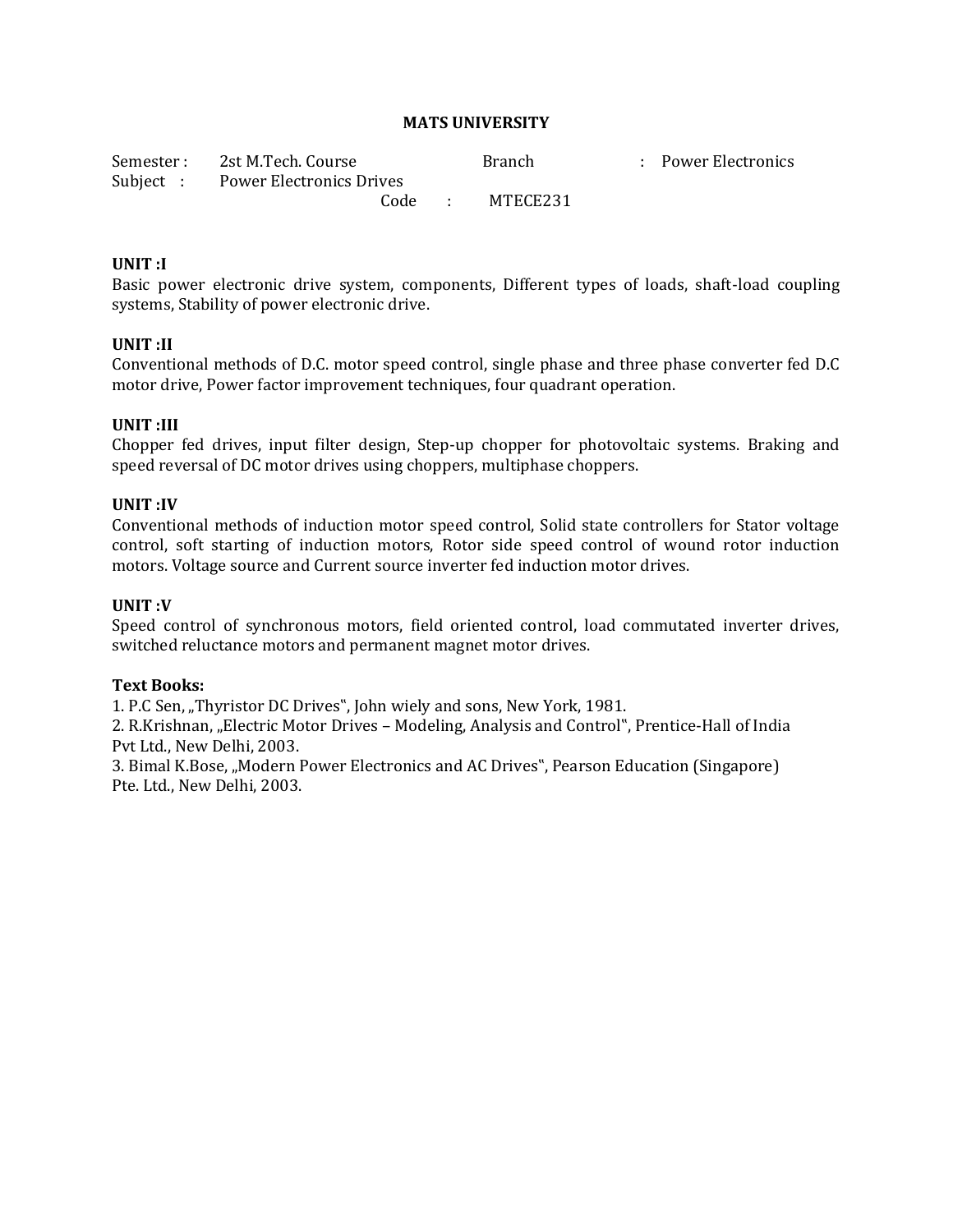**MATS UNIVERSITY**

Semester : 2st M.Tech. Course Branch : Power Electronics
Subject : Power Electronics Drives
Code : MTECE231

**UNIT :I**

Basic power electronic drive system, components, Different types of loads, shaft-load coupling systems, Stability of power electronic drive.

**UNIT :II**

Conventional methods of D.C. motor speed control, single phase and three phase converter fed D.C motor drive, Power factor improvement techniques, four quadrant operation.

**UNIT :III**

Chopper fed drives, input filter design, Step-up chopper for photovoltaic systems. Braking and speed reversal of DC motor drives using choppers, multiphase choppers.

**UNIT :IV**

Conventional methods of induction motor speed control, Solid state controllers for Stator voltage control, soft starting of induction motors, Rotor side speed control of wound rotor induction motors. Voltage source and Current source inverter fed induction motor drives.

**UNIT :V**

Speed control of synchronous motors, field oriented control, load commutated inverter drives, switched reluctance motors and permanent magnet motor drives.

**Text Books:**

1. P.C Sen, „Thyristor DC Drives", John wiely and sons, New York, 1981.
2. R.Krishnan, „Electric Motor Drives – Modeling, Analysis and Control", Prentice-Hall of India Pvt Ltd., New Delhi, 2003.
3. Bimal K.Bose, „Modern Power Electronics and AC Drives", Pearson Education (Singapore) Pte. Ltd., New Delhi, 2003.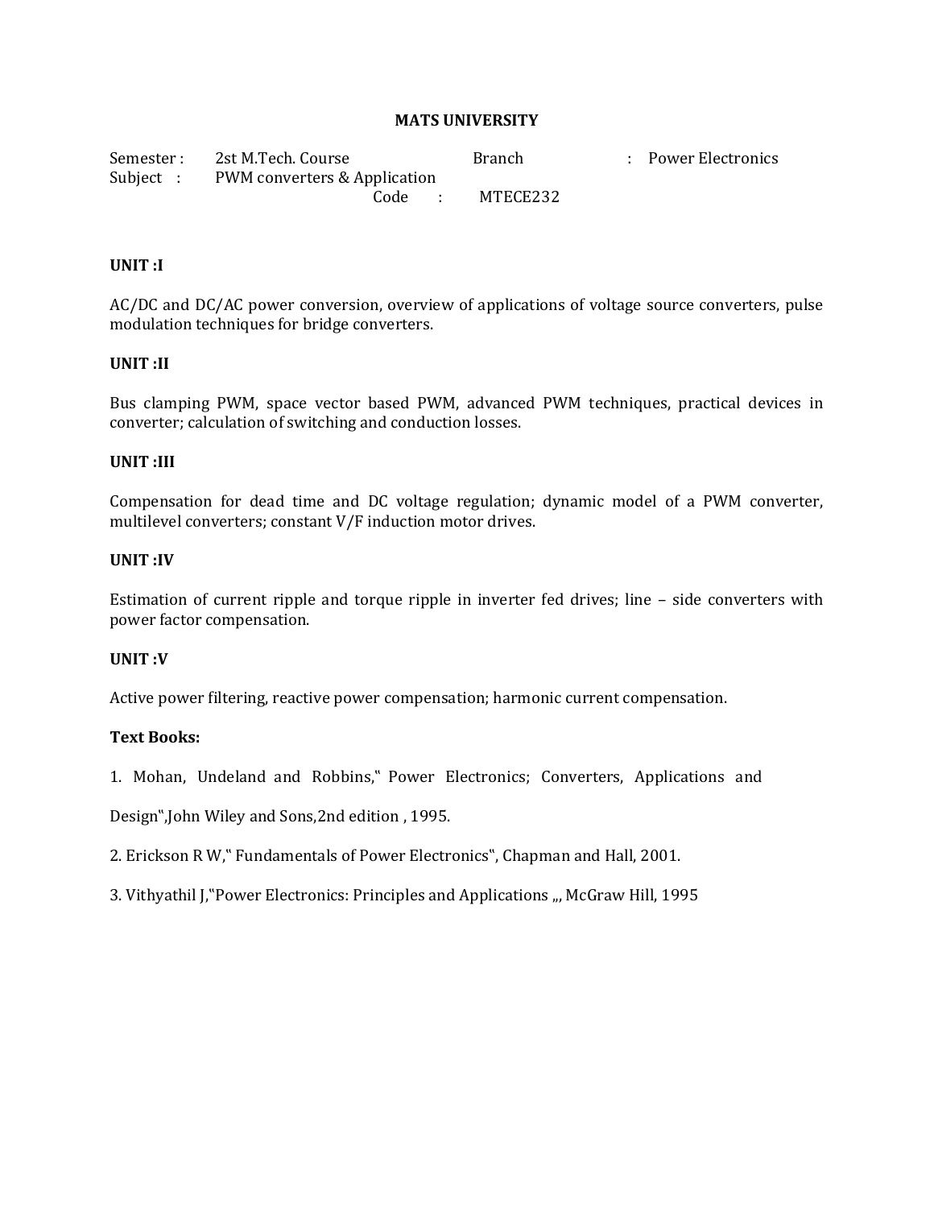**MATS UNIVERSITY**

Semester : 2st M.Tech. Course Branch : Power Electronics
Subject : PWM converters & Application
Code : MTECE232

**UNIT :I**

AC/DC and DC/AC power conversion, overview of applications of voltage source converters, pulse modulation techniques for bridge converters.

**UNIT :II**

Bus clamping PWM, space vector based PWM, advanced PWM techniques, practical devices in converter; calculation of switching and conduction losses.

**UNIT :III**

Compensation for dead time and DC voltage regulation; dynamic model of a PWM converter, multilevel converters; constant V/F induction motor drives.

**UNIT :IV**

Estimation of current ripple and torque ripple in inverter fed drives; line – side converters with power factor compensation.

**UNIT :V**

Active power filtering, reactive power compensation; harmonic current compensation.

**Text Books:**

1. Mohan, Undeland and Robbins,‶ Power Electronics; Converters, Applications and Design‶,John Wiley and Sons,2nd edition , 1995.

2. Erickson R W,‶ Fundamentals of Power Electronics‶, Chapman and Hall, 2001.

3. Vithyathil J,‶Power Electronics: Principles and Applications ,,, McGraw Hill, 1995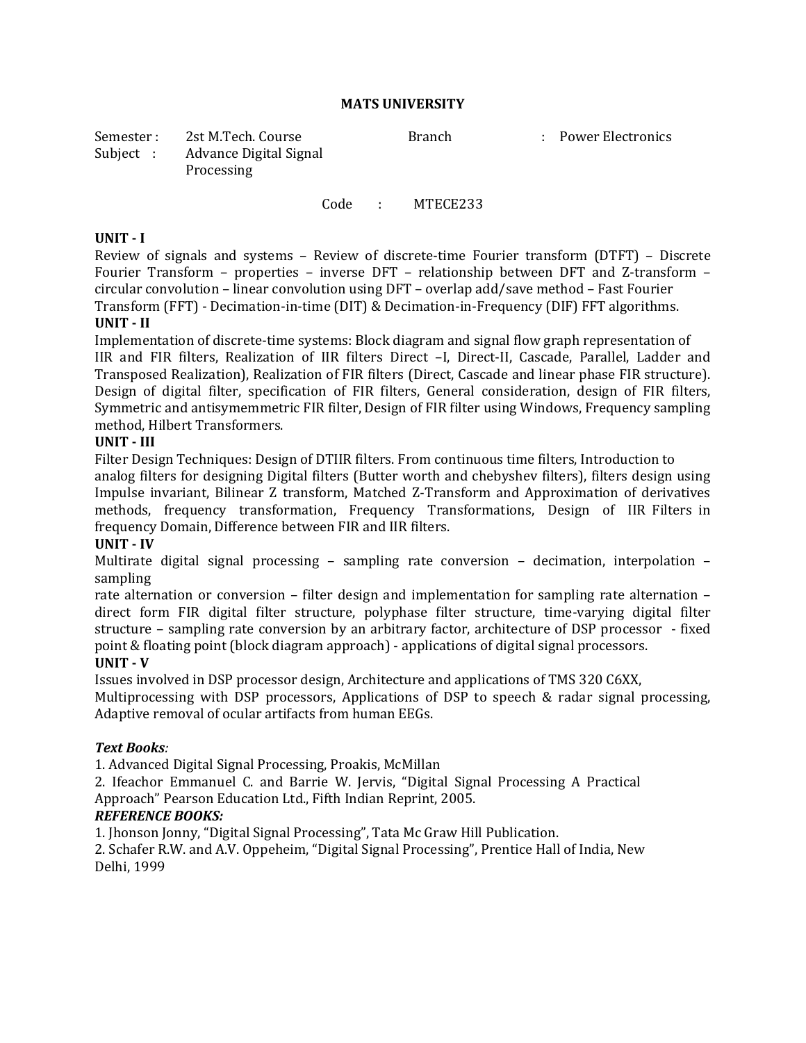# MATS UNIVERSITY

| | | | |
|---|---|---|---|
| Semester : | 2st M.Tech. Course | Branch | : Power Electronics |
| Subject : | Advance Digital Signal Processing | | |

Code : MTECE233

**UNIT - I**

Review of signals and systems – Review of discrete-time Fourier transform (DTFT) – Discrete Fourier Transform – properties – inverse DFT – relationship between DFT and Z-transform – circular convolution – linear convolution using DFT – overlap add/save method – Fast Fourier Transform (FFT) - Decimation-in-time (DIT) & Decimation-in-Frequency (DIF) FFT algorithms.

**UNIT - II**

Implementation of discrete-time systems: Block diagram and signal flow graph representation of IIR and FIR filters, Realization of IIR filters Direct –I, Direct-II, Cascade, Parallel, Ladder and Transposed Realization), Realization of FIR filters (Direct, Cascade and linear phase FIR structure). Design of digital filter, specification of FIR filters, General consideration, design of FIR filters, Symmetric and antisymemmetric FIR filter, Design of FIR filter using Windows, Frequency sampling method, Hilbert Transformers.

**UNIT - III**

Filter Design Techniques: Design of DTIIR filters. From continuous time filters, Introduction to analog filters for designing Digital filters (Butter worth and chebyshev filters), filters design using Impulse invariant, Bilinear Z transform, Matched Z-Transform and Approximation of derivatives methods, frequency transformation, Frequency Transformations, Design of IIR Filters in frequency Domain, Difference between FIR and IIR filters.

**UNIT - IV**

Multirate digital signal processing – sampling rate conversion – decimation, interpolation – sampling
rate alternation or conversion – filter design and implementation for sampling rate alternation – direct form FIR digital filter structure, polyphase filter structure, time-varying digital filter structure – sampling rate conversion by an arbitrary factor, architecture of DSP processor - fixed point & floating point (block diagram approach) - applications of digital signal processors.

**UNIT - V**

Issues involved in DSP processor design, Architecture and applications of TMS 320 C6XX, Multiprocessing with DSP processors, Applications of DSP to speech & radar signal processing, Adaptive removal of ocular artifacts from human EEGs.

***Text Books:***

1. Advanced Digital Signal Processing, Proakis, McMillan
2. Ifeachor Emmanuel C. and Barrie W. Jervis, "Digital Signal Processing A Practical Approach" Pearson Education Ltd., Fifth Indian Reprint, 2005.

***REFERENCE BOOKS:***

1. Jhonson Jonny, "Digital Signal Processing", Tata Mc Graw Hill Publication.
2. Schafer R.W. and A.V. Oppeheim, "Digital Signal Processing", Prentice Hall of India, New Delhi, 1999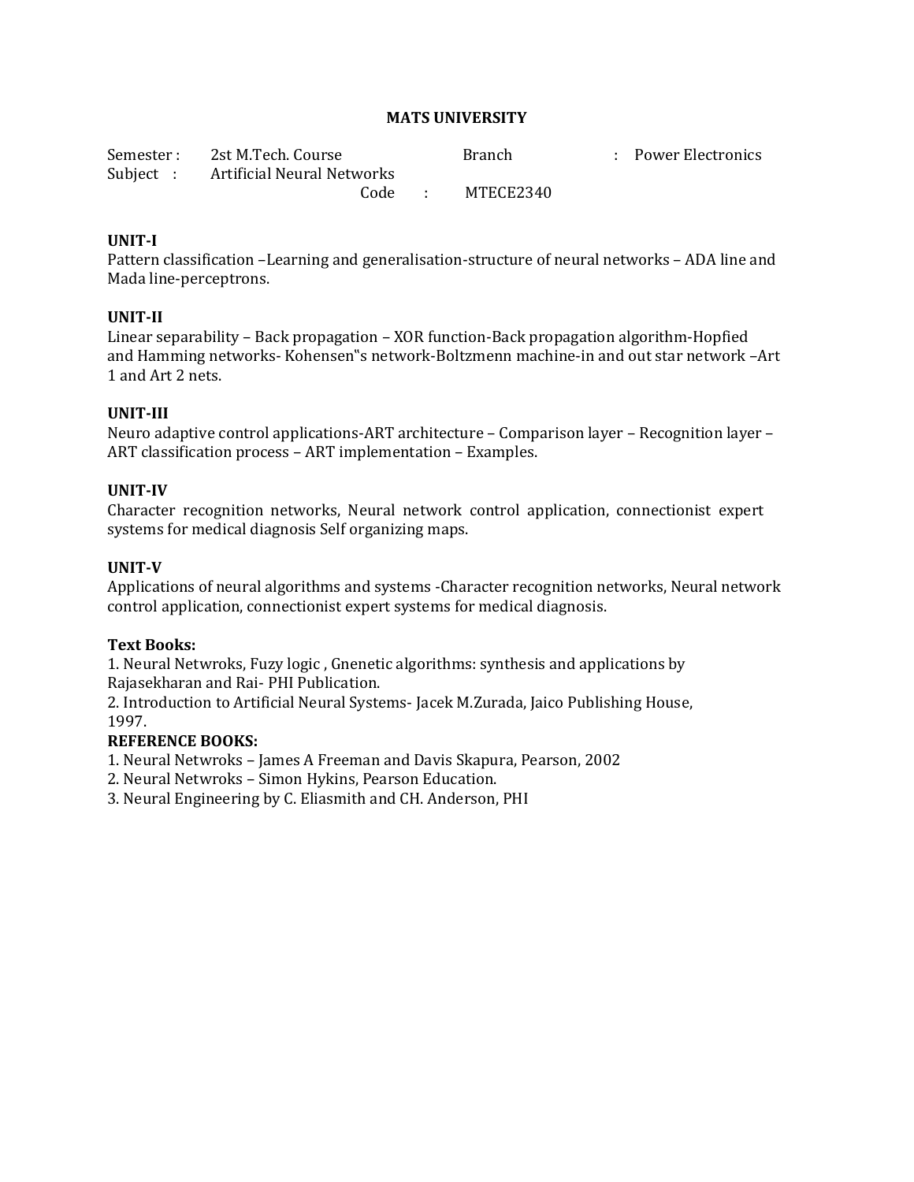# MATS UNIVERSITY

Semester : 2st M.Tech. Course Branch : Power Electronics
Subject : Artificial Neural Networks
Code : MTECE2340

**UNIT-I**
Pattern classification –Learning and generalisation-structure of neural networks – ADA line and Mada line-perceptrons.

**UNIT-II**
Linear separability – Back propagation – XOR function-Back propagation algorithm-Hopfied and Hamming networks- Kohensen‟s network-Boltzmenn machine-in and out star network –Art 1 and Art 2 nets.

**UNIT-III**
Neuro adaptive control applications-ART architecture – Comparison layer – Recognition layer – ART classification process – ART implementation – Examples.

**UNIT-IV**
Character recognition networks, Neural network control application, connectionist expert systems for medical diagnosis Self organizing maps.

**UNIT-V**
Applications of neural algorithms and systems -Character recognition networks, Neural network control application, connectionist expert systems for medical diagnosis.

**Text Books:**
1. Neural Netwroks, Fuzy logic , Gnenetic algorithms: synthesis and applications by Rajasekharan and Rai- PHI Publication.
2. Introduction to Artificial Neural Systems- Jacek M.Zurada, Jaico Publishing House, 1997.

**REFERENCE BOOKS:**
1. Neural Netwroks – James A Freeman and Davis Skapura, Pearson, 2002
2. Neural Netwroks – Simon Hykins, Pearson Education.
3. Neural Engineering by C. Eliasmith and CH. Anderson, PHI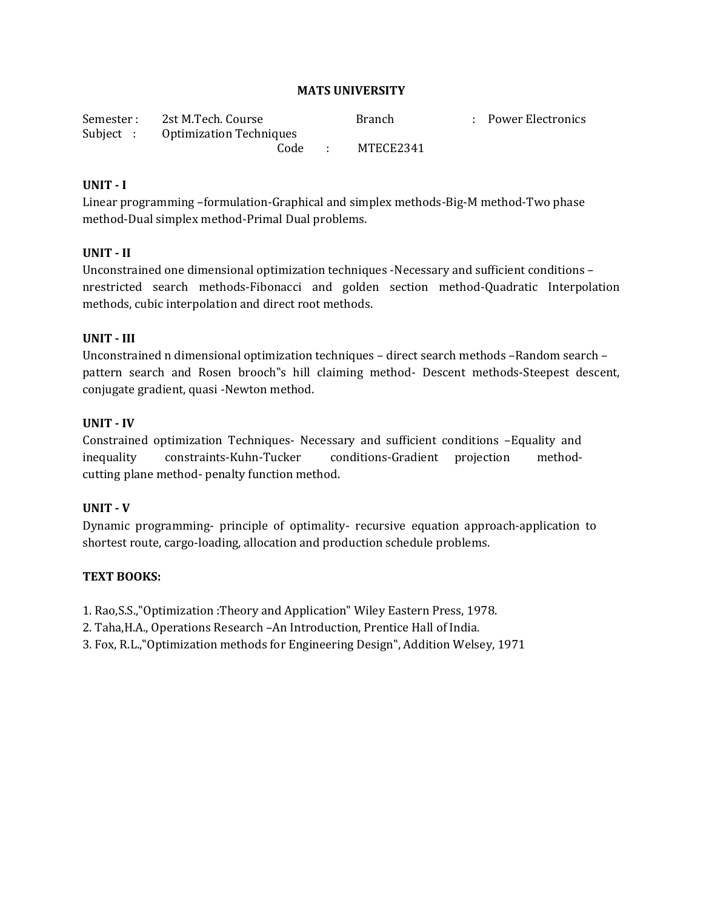**MATS UNIVERSITY**

Semester : 2st M.Tech. Course Branch : Power Electronics
Subject : Optimization Techniques
Code : MTECE2341

**UNIT - I**

Linear programming –formulation-Graphical and simplex methods-Big-M method-Two phase method-Dual simplex method-Primal Dual problems.

**UNIT - II**

Unconstrained one dimensional optimization techniques -Necessary and sufficient conditions –nrestricted search methods-Fibonacci and golden section method-Quadratic Interpolation methods, cubic interpolation and direct root methods.

**UNIT - III**

Unconstrained n dimensional optimization techniques – direct search methods –Random search –pattern search and Rosen brooch‟s hill claiming method- Descent methods-Steepest descent, conjugate gradient, quasi -Newton method.

**UNIT - IV**

Constrained optimization Techniques- Necessary and sufficient conditions –Equality and inequality constraints-Kuhn-Tucker conditions-Gradient projection method-cutting plane method- penalty function method.

**UNIT - V**

Dynamic programming- principle of optimality- recursive equation approach-application to shortest route, cargo-loading, allocation and production schedule problems.

**TEXT BOOKS:**

1. Rao,S.S.,‟Optimization :Theory and Application‟ Wiley Eastern Press, 1978.
2. Taha,H.A., Operations Research –An Introduction, Prentice Hall of India.
3. Fox, R.L.,‟Optimization methods for Engineering Design‟, Addition Welsey, 1971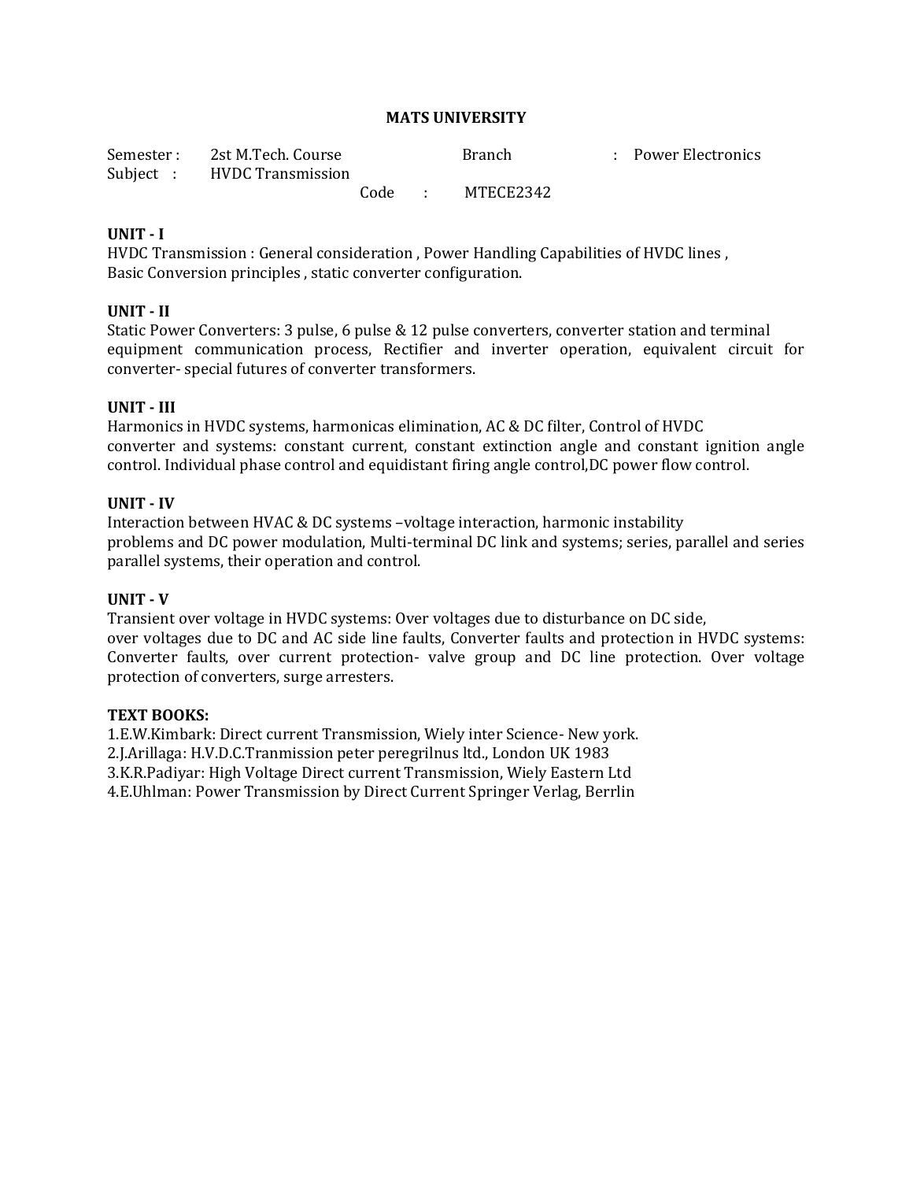# MATS UNIVERSITY

Semester : 2st M.Tech. Course Branch : Power Electronics
Subject : HVDC Transmission
Code : MTECE2342

**UNIT - I**
HVDC Transmission : General consideration , Power Handling Capabilities of HVDC lines , Basic Conversion principles , static converter configuration.

**UNIT - II**
Static Power Converters: 3 pulse, 6 pulse & 12 pulse converters, converter station and terminal equipment communication process, Rectifier and inverter operation, equivalent circuit for converter- special futures of converter transformers.

**UNIT - III**
Harmonics in HVDC systems, harmonicas elimination, AC & DC filter, Control of HVDC converter and systems: constant current, constant extinction angle and constant ignition angle control. Individual phase control and equidistant firing angle control,DC power flow control.

**UNIT - IV**
Interaction between HVAC & DC systems –voltage interaction, harmonic instability problems and DC power modulation, Multi-terminal DC link and systems; series, parallel and series parallel systems, their operation and control.

**UNIT - V**
Transient over voltage in HVDC systems: Over voltages due to disturbance on DC side, over voltages due to DC and AC side line faults, Converter faults and protection in HVDC systems: Converter faults, over current protection- valve group and DC line protection. Over voltage protection of converters, surge arresters.

**TEXT BOOKS:**
1.E.W.Kimbark: Direct current Transmission, Wiely inter Science- New york.
2.J.Arillaga: H.V.D.C.Tranmission peter peregrilnus ltd., London UK 1983
3.K.R.Padiyar: High Voltage Direct current Transmission, Wiely Eastern Ltd
4.E.Uhlman: Power Transmission by Direct Current Springer Verlag, Berrlin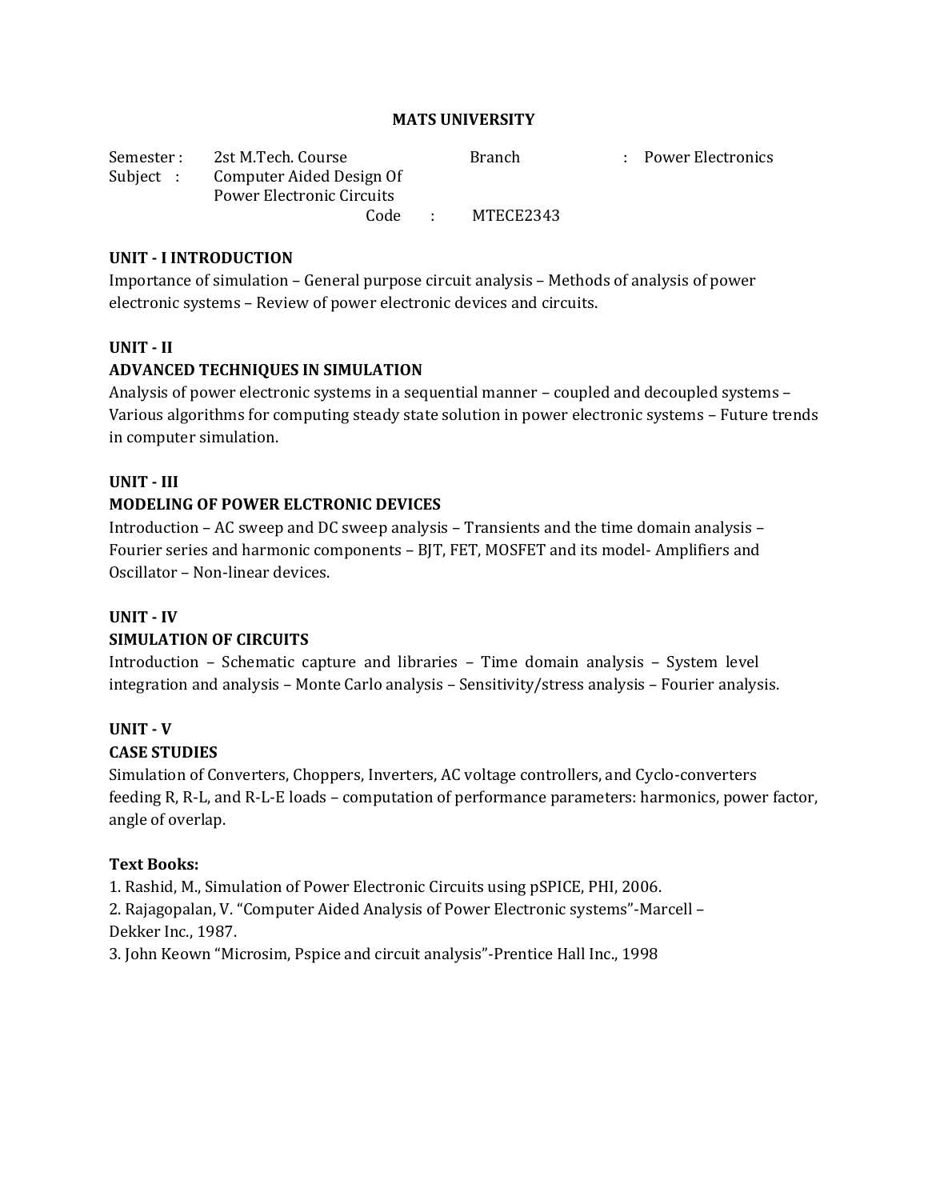**MATS UNIVERSITY**

| Semester : | 2st M.Tech. Course | Branch | : Power Electronics |
|---|---|---|---|
| Subject : | Computer Aided Design Of Power Electronic Circuits | | |
| | Code : | MTECE2343 | |

**UNIT - I INTRODUCTION**

Importance of simulation – General purpose circuit analysis – Methods of analysis of power electronic systems – Review of power electronic devices and circuits.

**UNIT - II**

**ADVANCED TECHNIQUES IN SIMULATION**

Analysis of power electronic systems in a sequential manner – coupled and decoupled systems – Various algorithms for computing steady state solution in power electronic systems – Future trends in computer simulation.

**UNIT - III**

**MODELING OF POWER ELCTRONIC DEVICES**

Introduction – AC sweep and DC sweep analysis – Transients and the time domain analysis – Fourier series and harmonic components – BJT, FET, MOSFET and its model- Amplifiers and Oscillator – Non-linear devices.

**UNIT - IV**

**SIMULATION OF CIRCUITS**

Introduction – Schematic capture and libraries – Time domain analysis – System level integration and analysis – Monte Carlo analysis – Sensitivity/stress analysis – Fourier analysis.

**UNIT - V**

**CASE STUDIES**

Simulation of Converters, Choppers, Inverters, AC voltage controllers, and Cyclo-converters feeding R, R-L, and R-L-E loads – computation of performance parameters: harmonics, power factor, angle of overlap.

**Text Books:**

1. Rashid, M., Simulation of Power Electronic Circuits using pSPICE, PHI, 2006.
2. Rajagopalan, V. "Computer Aided Analysis of Power Electronic systems"-Marcell – Dekker Inc., 1987.
3. John Keown "Microsim, Pspice and circuit analysis"-Prentice Hall Inc., 1998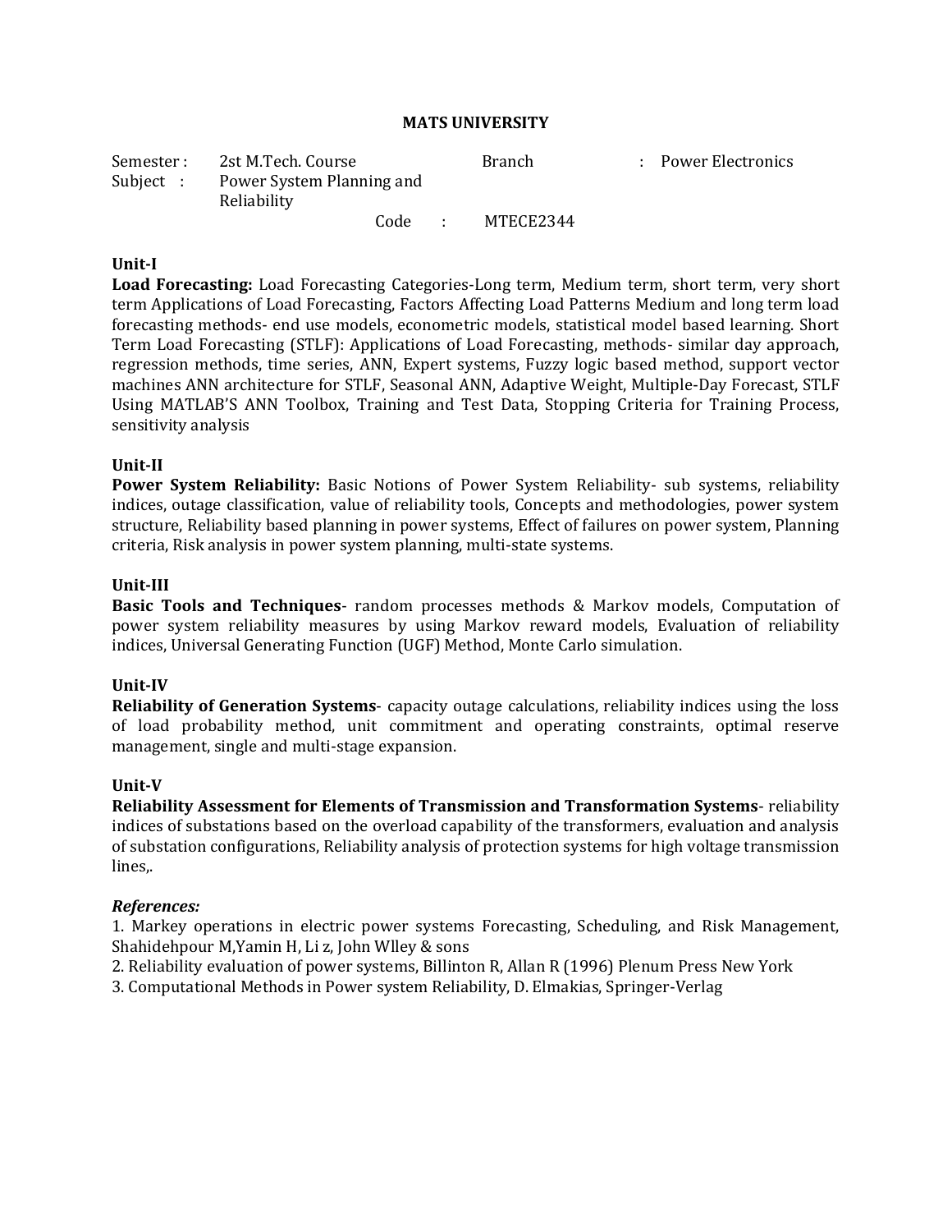**MATS UNIVERSITY**

| | | | |
|---|---|---|---|
| Semester : | 2st M.Tech. Course | Branch | : Power Electronics |
| Subject : | Power System Planning and Reliability | | |
| | Code : | MTECE2344 | |

**Unit-I**

**Load Forecasting:** Load Forecasting Categories-Long term, Medium term, short term, very short term Applications of Load Forecasting, Factors Affecting Load Patterns Medium and long term load forecasting methods- end use models, econometric models, statistical model based learning. Short Term Load Forecasting (STLF): Applications of Load Forecasting, methods- similar day approach, regression methods, time series, ANN, Expert systems, Fuzzy logic based method, support vector machines ANN architecture for STLF, Seasonal ANN, Adaptive Weight, Multiple-Day Forecast, STLF Using MATLAB'S ANN Toolbox, Training and Test Data, Stopping Criteria for Training Process, sensitivity analysis

**Unit-II**

**Power System Reliability:** Basic Notions of Power System Reliability- sub systems, reliability indices, outage classification, value of reliability tools, Concepts and methodologies, power system structure, Reliability based planning in power systems, Effect of failures on power system, Planning criteria, Risk analysis in power system planning, multi-state systems.

**Unit-III**

**Basic Tools and Techniques**- random processes methods & Markov models, Computation of power system reliability measures by using Markov reward models, Evaluation of reliability indices, Universal Generating Function (UGF) Method, Monte Carlo simulation.

**Unit-IV**

**Reliability of Generation Systems**- capacity outage calculations, reliability indices using the loss of load probability method, unit commitment and operating constraints, optimal reserve management, single and multi-stage expansion.

**Unit-V**

**Reliability Assessment for Elements of Transmission and Transformation Systems**- reliability indices of substations based on the overload capability of the transformers, evaluation and analysis of substation configurations, Reliability analysis of protection systems for high voltage transmission lines,.

***References:***

1. Markey operations in electric power systems Forecasting, Scheduling, and Risk Management, Shahidehpour M,Yamin H, Li z, John Wlley & sons
2. Reliability evaluation of power systems, Billinton R, Allan R (1996) Plenum Press New York
3. Computational Methods in Power system Reliability, D. Elmakias, Springer-Verlag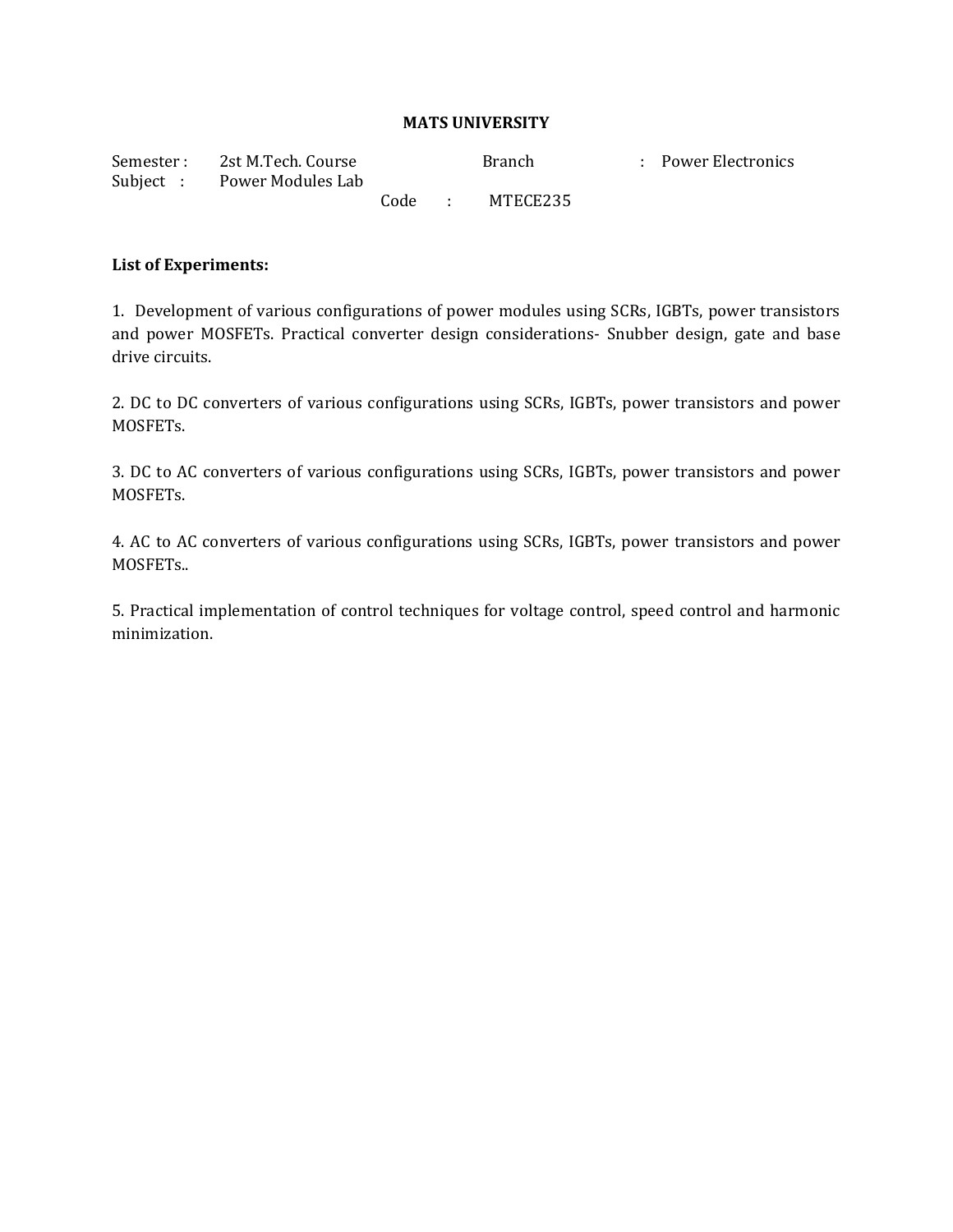**MATS UNIVERSITY**

Semester : 2st M.Tech. Course Branch : Power Electronics
Subject : Power Modules Lab
Code : MTECE235

**List of Experiments:**

1. Development of various configurations of power modules using SCRs, IGBTs, power transistors and power MOSFETs. Practical converter design considerations- Snubber design, gate and base drive circuits.

2. DC to DC converters of various configurations using SCRs, IGBTs, power transistors and power MOSFETs.

3. DC to AC converters of various configurations using SCRs, IGBTs, power transistors and power MOSFETs.

4. AC to AC converters of various configurations using SCRs, IGBTs, power transistors and power MOSFETs..

5. Practical implementation of control techniques for voltage control, speed control and harmonic minimization.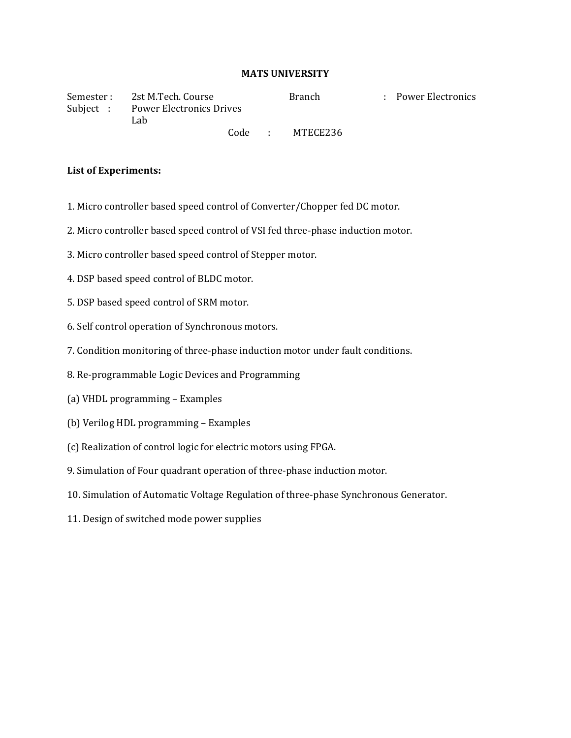# MATS UNIVERSITY

Semester : 2st M.Tech. Course Branch : Power Electronics

Subject : Power Electronics Drives Lab

Code : MTECE236

**List of Experiments:**

1. Micro controller based speed control of Converter/Chopper fed DC motor.

2. Micro controller based speed control of VSI fed three-phase induction motor.

3. Micro controller based speed control of Stepper motor.

4. DSP based speed control of BLDC motor.

5. DSP based speed control of SRM motor.

6. Self control operation of Synchronous motors.

7. Condition monitoring of three-phase induction motor under fault conditions.

8. Re-programmable Logic Devices and Programming

(a) VHDL programming – Examples

(b) Verilog HDL programming – Examples

(c) Realization of control logic for electric motors using FPGA.

9. Simulation of Four quadrant operation of three-phase induction motor.

10. Simulation of Automatic Voltage Regulation of three-phase Synchronous Generator.

11. Design of switched mode power supplies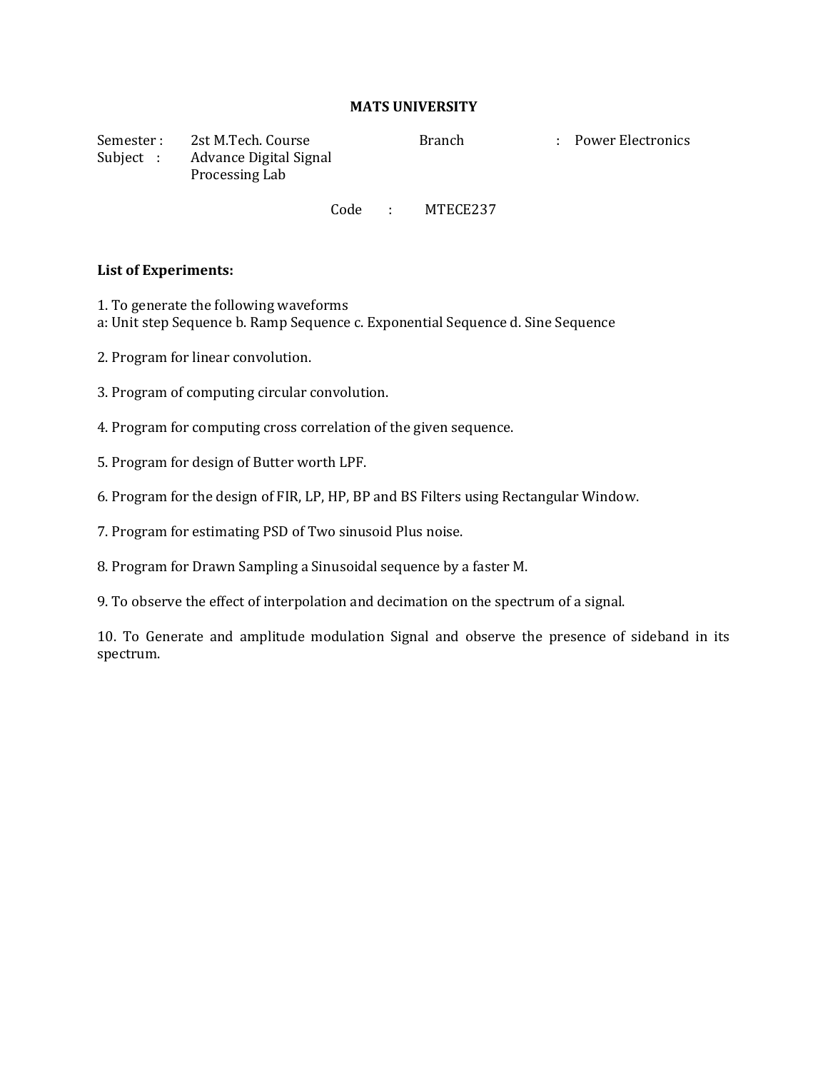**MATS UNIVERSITY**

| | | | |
|---|---|---|---|
| Semester : | 2st M.Tech. Course | Branch | : Power Electronics |
| Subject : | Advance Digital Signal Processing Lab | | |

Code : MTECE237

**List of Experiments:**

1. To generate the following waveforms
a: Unit step Sequence b. Ramp Sequence c. Exponential Sequence d. Sine Sequence

2. Program for linear convolution.

3. Program of computing circular convolution.

4. Program for computing cross correlation of the given sequence.

5. Program for design of Butter worth LPF.

6. Program for the design of FIR, LP, HP, BP and BS Filters using Rectangular Window.

7. Program for estimating PSD of Two sinusoid Plus noise.

8. Program for Drawn Sampling a Sinusoidal sequence by a faster M.

9. To observe the effect of interpolation and decimation on the spectrum of a signal.

10. To Generate and amplitude modulation Signal and observe the presence of sideband in its spectrum.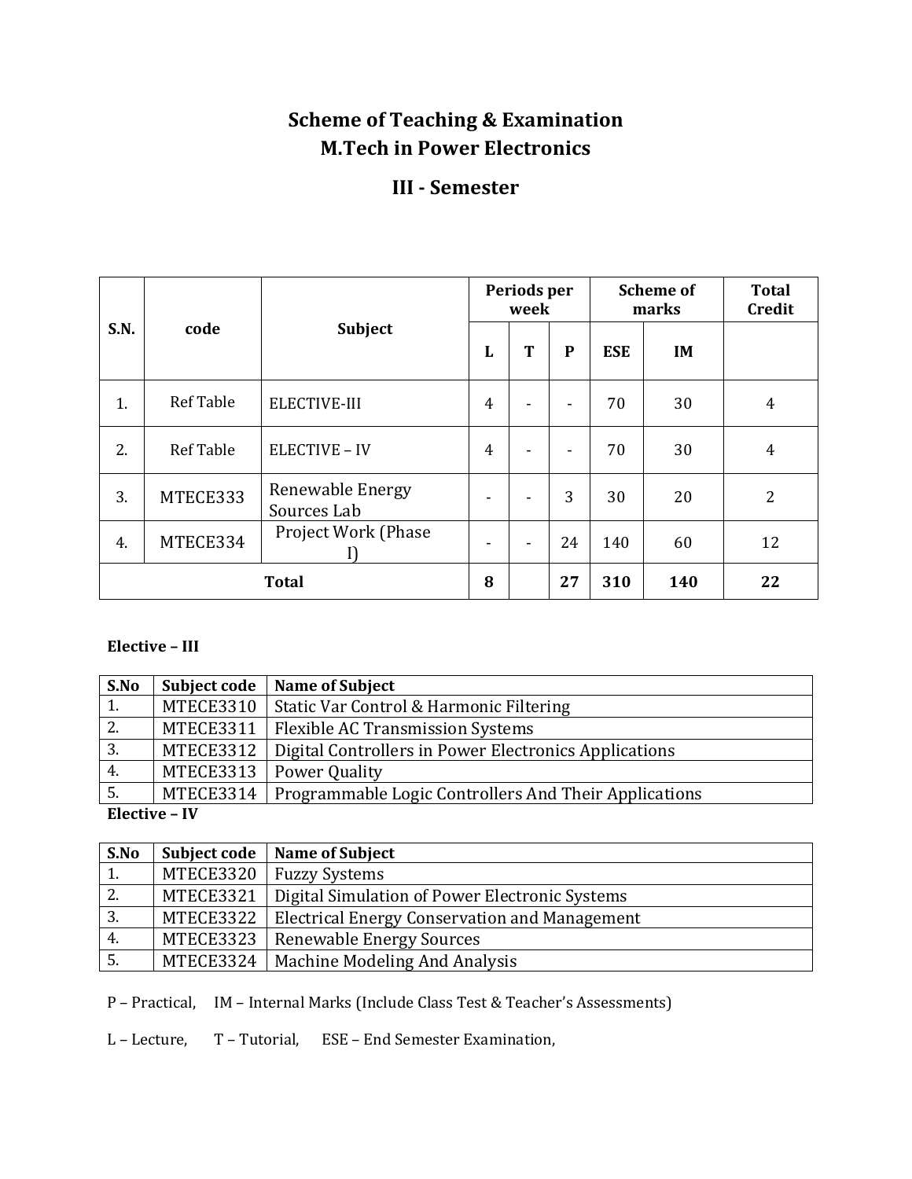# Scheme of Teaching & Examination
# M.Tech in Power Electronics

## III - Semester

| S.N. | code | Subject | Periods per week | | | Scheme of marks | | Total Credit |
|---|---|---|---|---|---|---|---|---|
| | | | L | T | P | ESE | IM | |
| 1. | Ref Table | ELECTIVE-III | 4 | - | - | 70 | 30 | 4 |
| 2. | Ref Table | ELECTIVE – IV | 4 | - | - | 70 | 30 | 4 |
| 3. | MTECE333 | Renewable Energy Sources Lab | - | - | 3 | 30 | 20 | 2 |
| 4. | MTECE334 | Project Work (Phase I) | - | - | 24 | 140 | 60 | 12 |
| Total | | | 8 | | 27 | 310 | 140 | 22 |

**Elective – III**

| S.No | Subject code | Name of Subject |
|---|---|---|
| 1. | MTECE3310 | Static Var Control & Harmonic Filtering |
| 2. | MTECE3311 | Flexible AC Transmission Systems |
| 3. | MTECE3312 | Digital Controllers in Power Electronics Applications |
| 4. | MTECE3313 | Power Quality |
| 5. | MTECE3314 | Programmable Logic Controllers And Their Applications |

**Elective – IV**

| S.No | Subject code | Name of Subject |
|---|---|---|
| 1. | MTECE3320 | Fuzzy Systems |
| 2. | MTECE3321 | Digital Simulation of Power Electronic Systems |
| 3. | MTECE3322 | Electrical Energy Conservation and Management |
| 4. | MTECE3323 | Renewable Energy Sources |
| 5. | MTECE3324 | Machine Modeling And Analysis |

P – Practical, IM – Internal Marks (Include Class Test & Teacher's Assessments)

L – Lecture, T – Tutorial, ESE – End Semester Examination,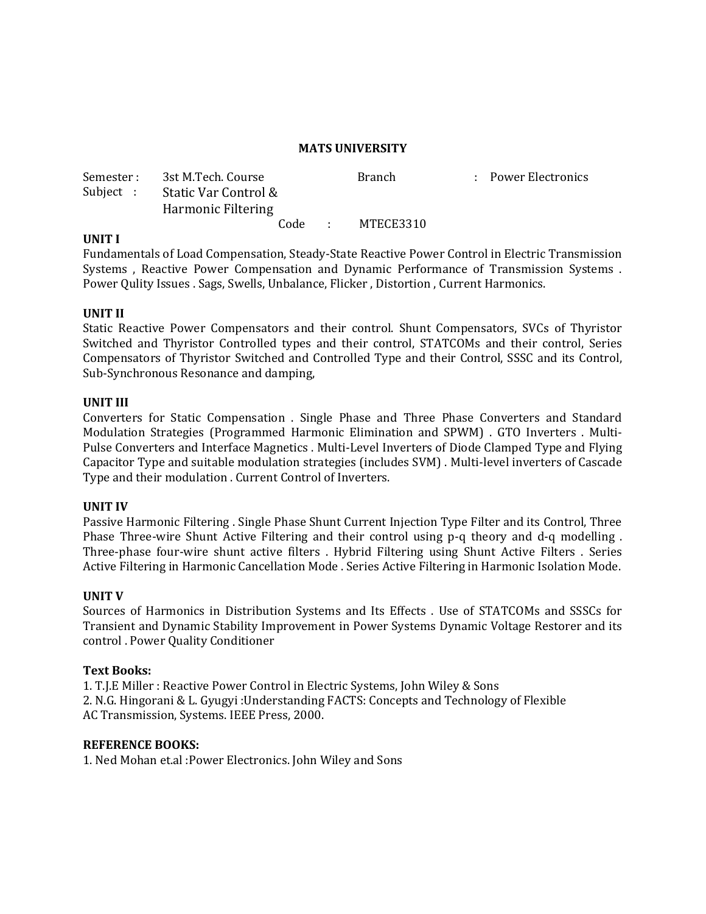**MATS UNIVERSITY**

Semester : 3st M.Tech. Course Branch : Power Electronics
Subject : Static Var Control & Harmonic Filtering
Code : MTECE3310

**UNIT I**

Fundamentals of Load Compensation, Steady-State Reactive Power Control in Electric Transmission Systems , Reactive Power Compensation and Dynamic Performance of Transmission Systems . Power Qulity Issues . Sags, Swells, Unbalance, Flicker , Distortion , Current Harmonics.

**UNIT II**

Static Reactive Power Compensators and their control. Shunt Compensators, SVCs of Thyristor Switched and Thyristor Controlled types and their control, STATCOMs and their control, Series Compensators of Thyristor Switched and Controlled Type and their Control, SSSC and its Control, Sub-Synchronous Resonance and damping,

**UNIT III**

Converters for Static Compensation . Single Phase and Three Phase Converters and Standard Modulation Strategies (Programmed Harmonic Elimination and SPWM) . GTO Inverters . Multi-Pulse Converters and Interface Magnetics . Multi-Level Inverters of Diode Clamped Type and Flying Capacitor Type and suitable modulation strategies (includes SVM) . Multi-level inverters of Cascade Type and their modulation . Current Control of Inverters.

**UNIT IV**

Passive Harmonic Filtering . Single Phase Shunt Current Injection Type Filter and its Control, Three Phase Three-wire Shunt Active Filtering and their control using p-q theory and d-q modelling . Three-phase four-wire shunt active filters . Hybrid Filtering using Shunt Active Filters . Series Active Filtering in Harmonic Cancellation Mode . Series Active Filtering in Harmonic Isolation Mode.

**UNIT V**

Sources of Harmonics in Distribution Systems and Its Effects . Use of STATCOMs and SSSCs for Transient and Dynamic Stability Improvement in Power Systems Dynamic Voltage Restorer and its control . Power Quality Conditioner

**Text Books:**

1. T.J.E Miller : Reactive Power Control in Electric Systems, John Wiley & Sons
2. N.G. Hingorani & L. Gyugyi :Understanding FACTS: Concepts and Technology of Flexible AC Transmission, Systems. IEEE Press, 2000.

**REFERENCE BOOKS:**

1. Ned Mohan et.al :Power Electronics. John Wiley and Sons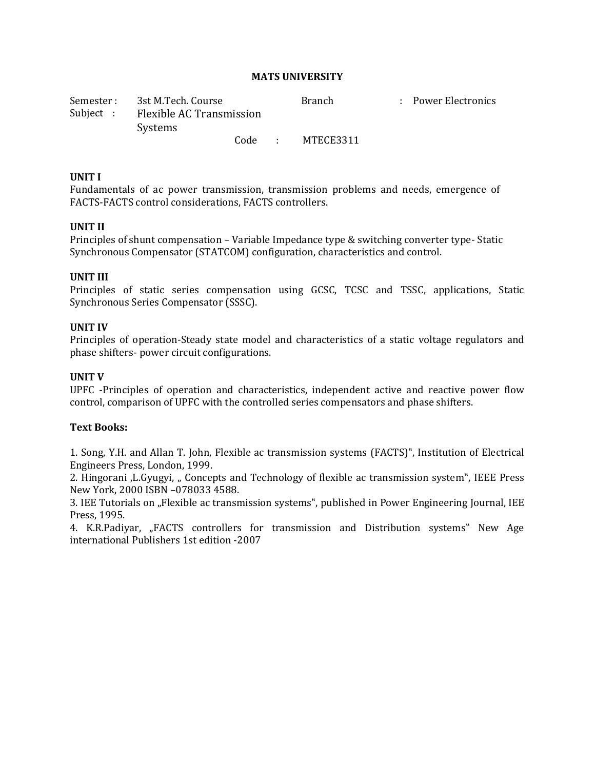**MATS UNIVERSITY**

Semester : 3st M.Tech. Course        Branch : Power Electronics
Subject : Flexible AC Transmission Systems
Code : MTECE3311

**UNIT I**
Fundamentals of ac power transmission, transmission problems and needs, emergence of FACTS-FACTS control considerations, FACTS controllers.

**UNIT II**
Principles of shunt compensation – Variable Impedance type & switching converter type- Static Synchronous Compensator (STATCOM) configuration, characteristics and control.

**UNIT III**
Principles of static series compensation using GCSC, TCSC and TSSC, applications, Static Synchronous Series Compensator (SSSC).

**UNIT IV**
Principles of operation-Steady state model and characteristics of a static voltage regulators and phase shifters- power circuit configurations.

**UNIT V**
UPFC -Principles of operation and characteristics, independent active and reactive power flow control, comparison of UPFC with the controlled series compensators and phase shifters.

**Text Books:**

1. Song, Y.H. and Allan T. John, Flexible ac transmission systems (FACTS)", Institution of Electrical Engineers Press, London, 1999.
2. Hingorani ,L.Gyugyi, „ Concepts and Technology of flexible ac transmission system", IEEE Press New York, 2000 ISBN –078033 4588.
3. IEE Tutorials on „Flexible ac transmission systems", published in Power Engineering Journal, IEE Press, 1995.
4. K.R.Padiyar, „FACTS controllers for transmission and Distribution systems" New Age international Publishers 1st edition -2007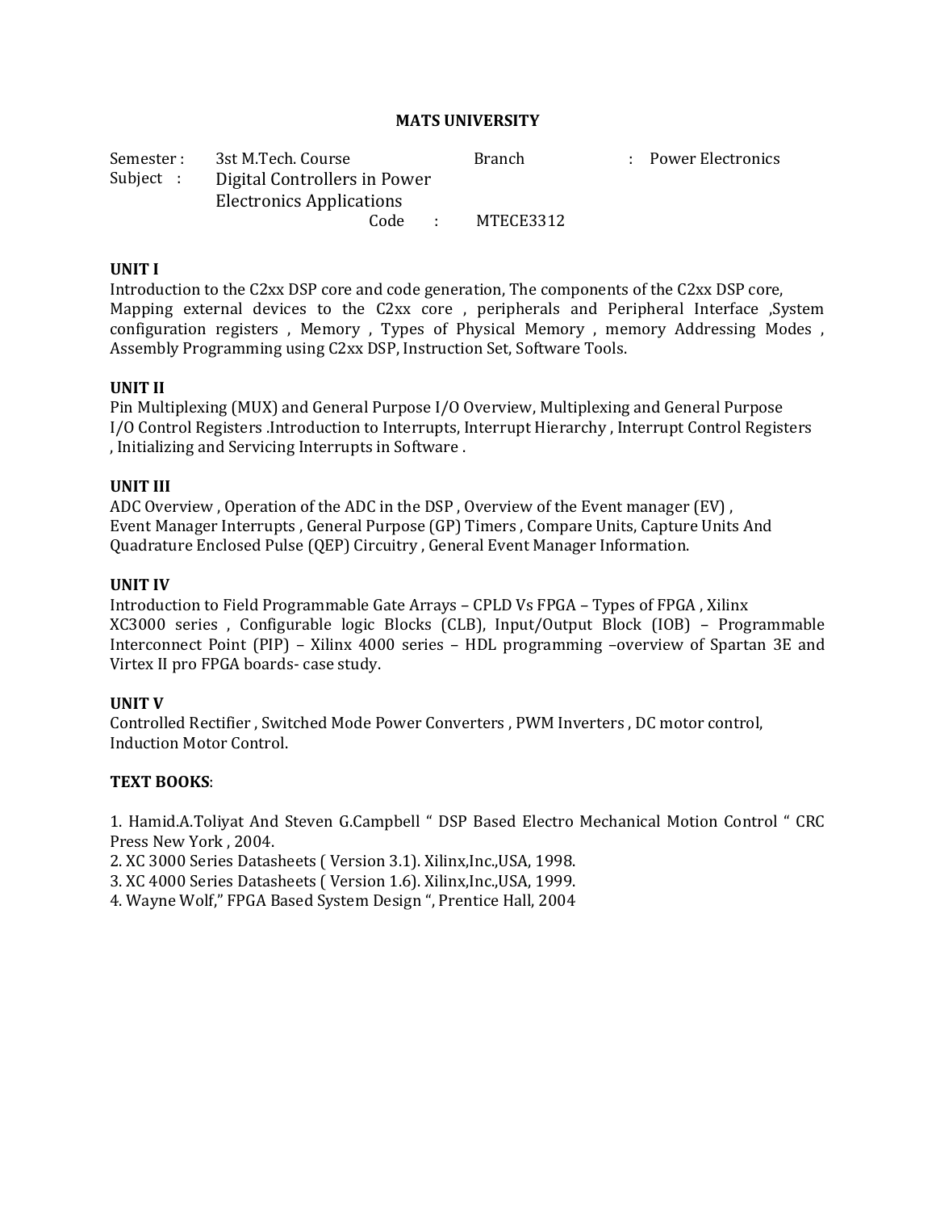**MATS UNIVERSITY**

Semester : 3st M.Tech. Course Branch : Power Electronics
Subject : Digital Controllers in Power Electronics Applications
Code : MTECE3312

**UNIT I**

Introduction to the C2xx DSP core and code generation, The components of the C2xx DSP core, Mapping external devices to the C2xx core , peripherals and Peripheral Interface ,System configuration registers , Memory , Types of Physical Memory , memory Addressing Modes , Assembly Programming using C2xx DSP, Instruction Set, Software Tools.

**UNIT II**

Pin Multiplexing (MUX) and General Purpose I/O Overview, Multiplexing and General Purpose I/O Control Registers .Introduction to Interrupts, Interrupt Hierarchy , Interrupt Control Registers , Initializing and Servicing Interrupts in Software .

**UNIT III**

ADC Overview , Operation of the ADC in the DSP , Overview of the Event manager (EV) , Event Manager Interrupts , General Purpose (GP) Timers , Compare Units, Capture Units And Quadrature Enclosed Pulse (QEP) Circuitry , General Event Manager Information.

**UNIT IV**

Introduction to Field Programmable Gate Arrays – CPLD Vs FPGA – Types of FPGA , Xilinx XC3000 series , Configurable logic Blocks (CLB), Input/Output Block (IOB) – Programmable Interconnect Point (PIP) – Xilinx 4000 series – HDL programming –overview of Spartan 3E and Virtex II pro FPGA boards- case study.

**UNIT V**

Controlled Rectifier , Switched Mode Power Converters , PWM Inverters , DC motor control, Induction Motor Control.

**TEXT BOOKS**:

1. Hamid.A.Toliyat And Steven G.Campbell " DSP Based Electro Mechanical Motion Control " CRC Press New York , 2004.
2. XC 3000 Series Datasheets ( Version 3.1). Xilinx,Inc.,USA, 1998.
3. XC 4000 Series Datasheets ( Version 1.6). Xilinx,Inc.,USA, 1999.
4. Wayne Wolf," FPGA Based System Design ", Prentice Hall, 2004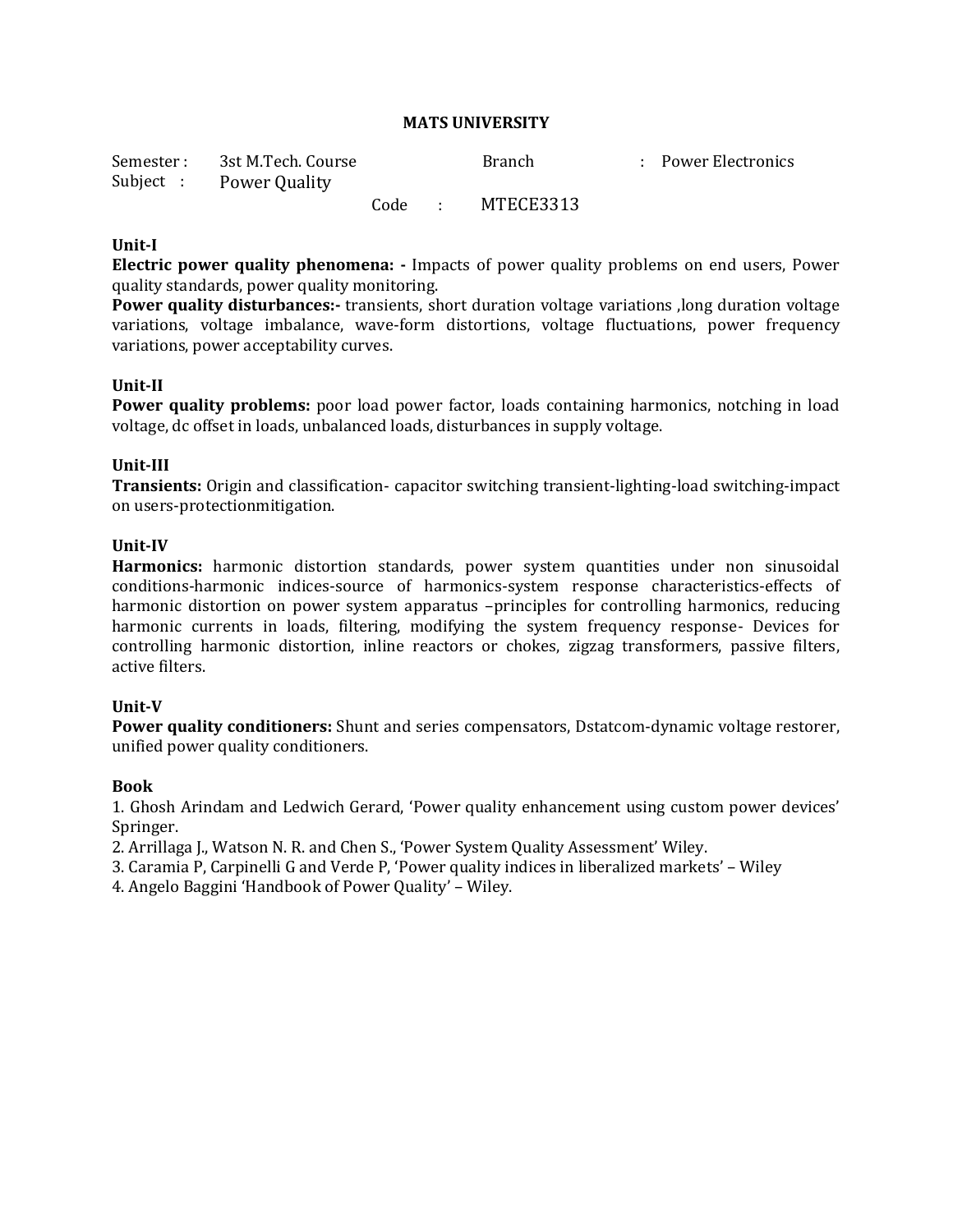**MATS UNIVERSITY**

Semester : 3st M.Tech. Course | Branch : Power Electronics

Subject : Power Quality

Code : MTECE3313

**Unit-I**

**Electric power quality phenomena: -** Impacts of power quality problems on end users, Power quality standards, power quality monitoring.

**Power quality disturbances:-** transients, short duration voltage variations ,long duration voltage variations, voltage imbalance, wave-form distortions, voltage fluctuations, power frequency variations, power acceptability curves.

**Unit-II**

**Power quality problems:** poor load power factor, loads containing harmonics, notching in load voltage, dc offset in loads, unbalanced loads, disturbances in supply voltage.

**Unit-III**

**Transients:** Origin and classification- capacitor switching transient-lighting-load switching-impact on users-protectionmitigation.

**Unit-IV**

**Harmonics:** harmonic distortion standards, power system quantities under non sinusoidal conditions-harmonic indices-source of harmonics-system response characteristics-effects of harmonic distortion on power system apparatus –principles for controlling harmonics, reducing harmonic currents in loads, filtering, modifying the system frequency response- Devices for controlling harmonic distortion, inline reactors or chokes, zigzag transformers, passive filters, active filters.

**Unit-V**

**Power quality conditioners:** Shunt and series compensators, Dstatcom-dynamic voltage restorer, unified power quality conditioners.

**Book**

1. Ghosh Arindam and Ledwich Gerard, 'Power quality enhancement using custom power devices' Springer.
2. Arrillaga J., Watson N. R. and Chen S., 'Power System Quality Assessment' Wiley.
3. Caramia P, Carpinelli G and Verde P, 'Power quality indices in liberalized markets' – Wiley
4. Angelo Baggini 'Handbook of Power Quality' – Wiley.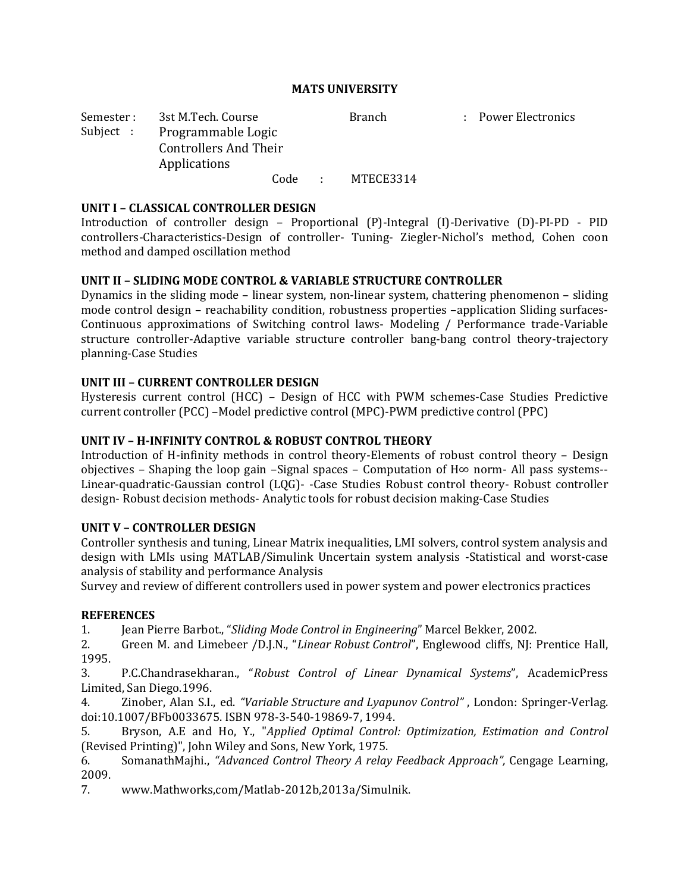**MATS UNIVERSITY**

Semester : 3st M.Tech. Course     Branch : Power Electronics

Subject : Programmable Logic Controllers And Their Applications

Code : MTECE3314

**UNIT I – CLASSICAL CONTROLLER DESIGN**

Introduction of controller design – Proportional (P)-Integral (I)-Derivative (D)-PI-PD - PID controllers-Characteristics-Design of controller- Tuning- Ziegler-Nichol's method, Cohen coon method and damped oscillation method

**UNIT II – SLIDING MODE CONTROL & VARIABLE STRUCTURE CONTROLLER**

Dynamics in the sliding mode – linear system, non-linear system, chattering phenomenon – sliding mode control design – reachability condition, robustness properties –application Sliding surfaces-Continuous approximations of Switching control laws- Modeling / Performance trade-Variable structure controller-Adaptive variable structure controller bang-bang control theory-trajectory planning-Case Studies

**UNIT III – CURRENT CONTROLLER DESIGN**

Hysteresis current control (HCC) – Design of HCC with PWM schemes-Case Studies Predictive current controller (PCC) –Model predictive control (MPC)-PWM predictive control (PPC)

**UNIT IV – H-INFINITY CONTROL & ROBUST CONTROL THEORY**

Introduction of H-infinity methods in control theory-Elements of robust control theory – Design objectives – Shaping the loop gain –Signal spaces – Computation of $H\infty$ norm- All pass systems--Linear-quadratic-Gaussian control (LQG)- -Case Studies Robust control theory- Robust controller design- Robust decision methods- Analytic tools for robust decision making-Case Studies

**UNIT V – CONTROLLER DESIGN**

Controller synthesis and tuning, Linear Matrix inequalities, LMI solvers, control system analysis and design with LMIs using MATLAB/Simulink Uncertain system analysis -Statistical and worst-case analysis of stability and performance Analysis

Survey and review of different controllers used in power system and power electronics practices

**REFERENCES**

1. Jean Pierre Barbot., "*Sliding Mode Control in Engineering*" Marcel Bekker, 2002.
2. Green M. and Limebeer /D.J.N., "*Linear Robust Control*", Englewood cliffs, NJ: Prentice Hall, 1995.
3. P.C.Chandrasekharan., "*Robust Control of Linear Dynamical Systems*", AcademicPress Limited, San Diego.1996.
4. Zinober, Alan S.I., ed. *"Variable Structure and Lyapunov Control"* , London: Springer-Verlag. doi:10.1007/BFb0033675. ISBN 978-3-540-19869-7, 1994.
5. Bryson, A.E and Ho, Y., "*Applied Optimal Control: Optimization, Estimation and Control* (Revised Printing)", John Wiley and Sons, New York, 1975.
6. SomanathMajhi., *"Advanced Control Theory A relay Feedback Approach",* Cengage Learning, 2009.
7. www.Mathworks,com/Matlab-2012b,2013a/Simulnik.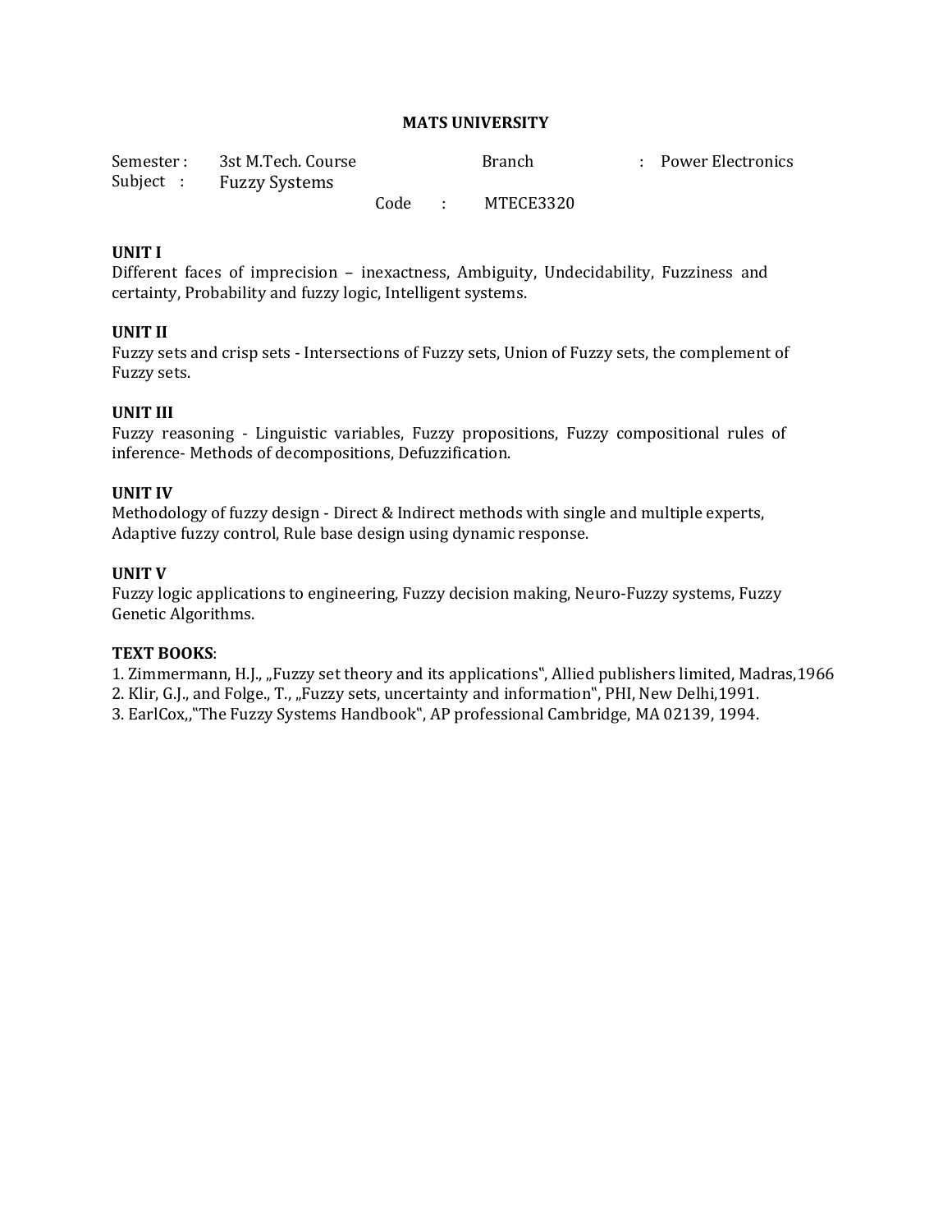**MATS UNIVERSITY**

Semester : 3st M.Tech. Course Branch : Power Electronics
Subject : Fuzzy Systems
Code : MTECE3320

**UNIT I**
Different faces of imprecision – inexactness, Ambiguity, Undecidability, Fuzziness and certainty, Probability and fuzzy logic, Intelligent systems.

**UNIT II**
Fuzzy sets and crisp sets - Intersections of Fuzzy sets, Union of Fuzzy sets, the complement of Fuzzy sets.

**UNIT III**
Fuzzy reasoning - Linguistic variables, Fuzzy propositions, Fuzzy compositional rules of inference- Methods of decompositions, Defuzzification.

**UNIT IV**
Methodology of fuzzy design - Direct & Indirect methods with single and multiple experts, Adaptive fuzzy control, Rule base design using dynamic response.

**UNIT V**
Fuzzy logic applications to engineering, Fuzzy decision making, Neuro-Fuzzy systems, Fuzzy Genetic Algorithms.

**TEXT BOOKS**:
1. Zimmermann, H.J., „Fuzzy set theory and its applications‟, Allied publishers limited, Madras,1966
2. Klir, G.J., and Folge., T., „Fuzzy sets, uncertainty and information‟, PHI, New Delhi,1991.
3. EarlCox,,"The Fuzzy Systems Handbook‟, AP professional Cambridge, MA 02139, 1994.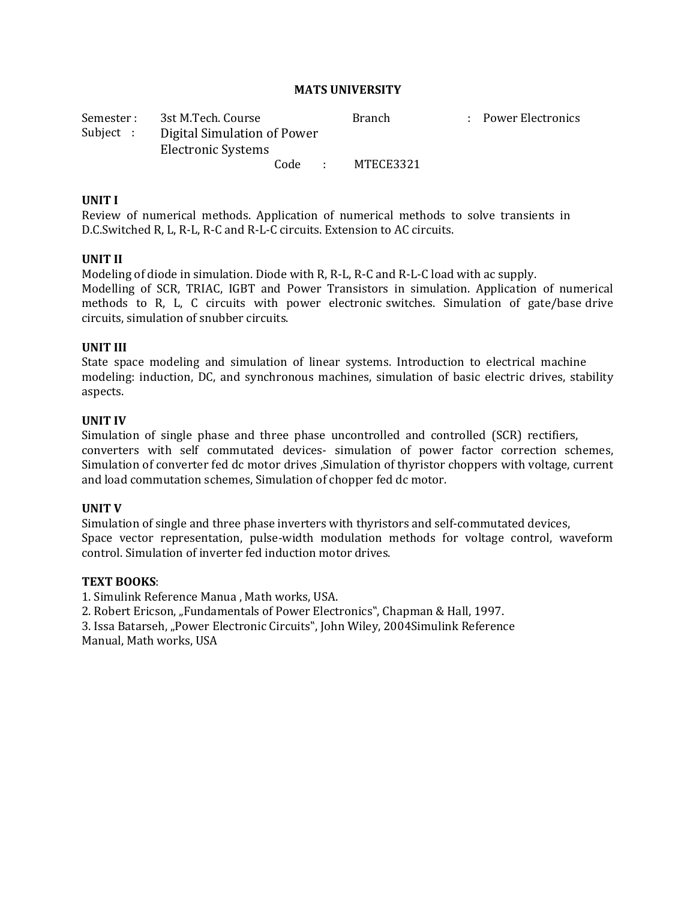# MATS UNIVERSITY

| | | | |
|---|---|---|---|
| Semester : | 3st M.Tech. Course | Branch | : Power Electronics |
| Subject : | Digital Simulation of Power Electronic Systems | | |
| | Code : | MTECE3321 | |

## UNIT I

Review of numerical methods. Application of numerical methods to solve transients in D.C.Switched R, L, R-L, R-C and R-L-C circuits. Extension to AC circuits.

## UNIT II

Modeling of diode in simulation. Diode with R, R-L, R-C and R-L-C load with ac supply. Modelling of SCR, TRIAC, IGBT and Power Transistors in simulation. Application of numerical methods to R, L, C circuits with power electronic switches. Simulation of gate/base drive circuits, simulation of snubber circuits.

## UNIT III

State space modeling and simulation of linear systems. Introduction to electrical machine modeling: induction, DC, and synchronous machines, simulation of basic electric drives, stability aspects.

## UNIT IV

Simulation of single phase and three phase uncontrolled and controlled (SCR) rectifiers, converters with self commutated devices- simulation of power factor correction schemes, Simulation of converter fed dc motor drives ,Simulation of thyristor choppers with voltage, current and load commutation schemes, Simulation of chopper fed dc motor.

## UNIT V

Simulation of single and three phase inverters with thyristors and self-commutated devices, Space vector representation, pulse-width modulation methods for voltage control, waveform control. Simulation of inverter fed induction motor drives.

**TEXT BOOKS**:

1. Simulink Reference Manua , Math works, USA.
2. Robert Ericson, „Fundamentals of Power Electronics‟, Chapman & Hall, 1997.
3. Issa Batarseh, „Power Electronic Circuits‟, John Wiley, 2004Simulink Reference Manual, Math works, USA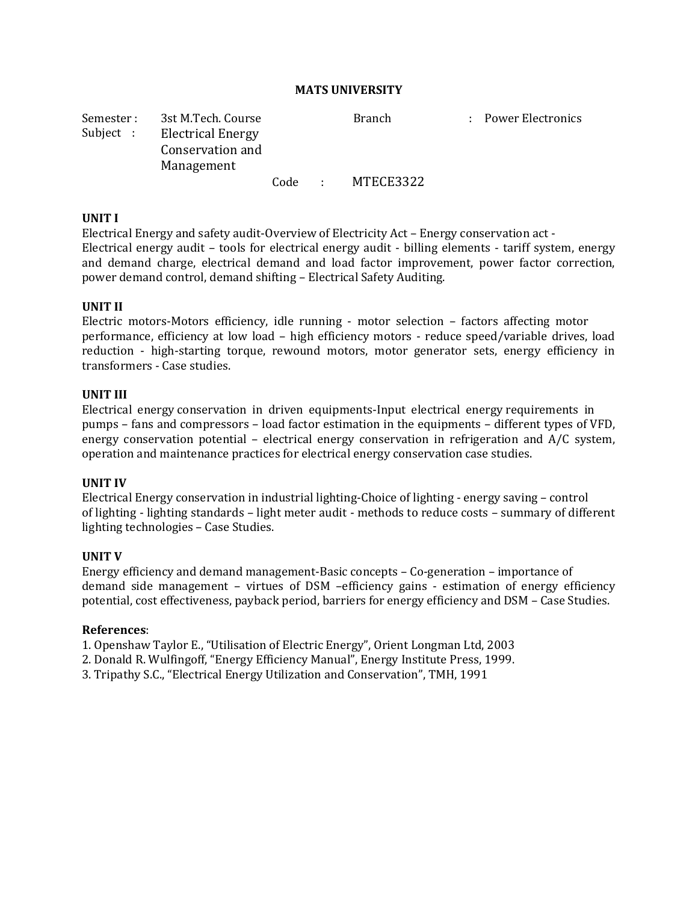**MATS UNIVERSITY**

Semester : 3st M.Tech. Course Branch : Power Electronics
Subject : Electrical Energy Conservation and Management Code : MTECE3322

**UNIT I**

Electrical Energy and safety audit-Overview of Electricity Act – Energy conservation act - Electrical energy audit – tools for electrical energy audit - billing elements - tariff system, energy and demand charge, electrical demand and load factor improvement, power factor correction, power demand control, demand shifting – Electrical Safety Auditing.

**UNIT II**

Electric motors-Motors efficiency, idle running - motor selection – factors affecting motor performance, efficiency at low load – high efficiency motors - reduce speed/variable drives, load reduction - high-starting torque, rewound motors, motor generator sets, energy efficiency in transformers - Case studies.

**UNIT III**

Electrical energy conservation in driven equipments-Input electrical energy requirements in pumps – fans and compressors – load factor estimation in the equipments – different types of VFD, energy conservation potential – electrical energy conservation in refrigeration and A/C system, operation and maintenance practices for electrical energy conservation case studies.

**UNIT IV**

Electrical Energy conservation in industrial lighting-Choice of lighting - energy saving – control of lighting - lighting standards – light meter audit - methods to reduce costs – summary of different lighting technologies – Case Studies.

**UNIT V**

Energy efficiency and demand management-Basic concepts – Co-generation – importance of demand side management – virtues of DSM –efficiency gains - estimation of energy efficiency potential, cost effectiveness, payback period, barriers for energy efficiency and DSM – Case Studies.

**References**:

1. Openshaw Taylor E., "Utilisation of Electric Energy", Orient Longman Ltd, 2003
2. Donald R. Wulfingoff, "Energy Efficiency Manual", Energy Institute Press, 1999.
3. Tripathy S.C., "Electrical Energy Utilization and Conservation", TMH, 1991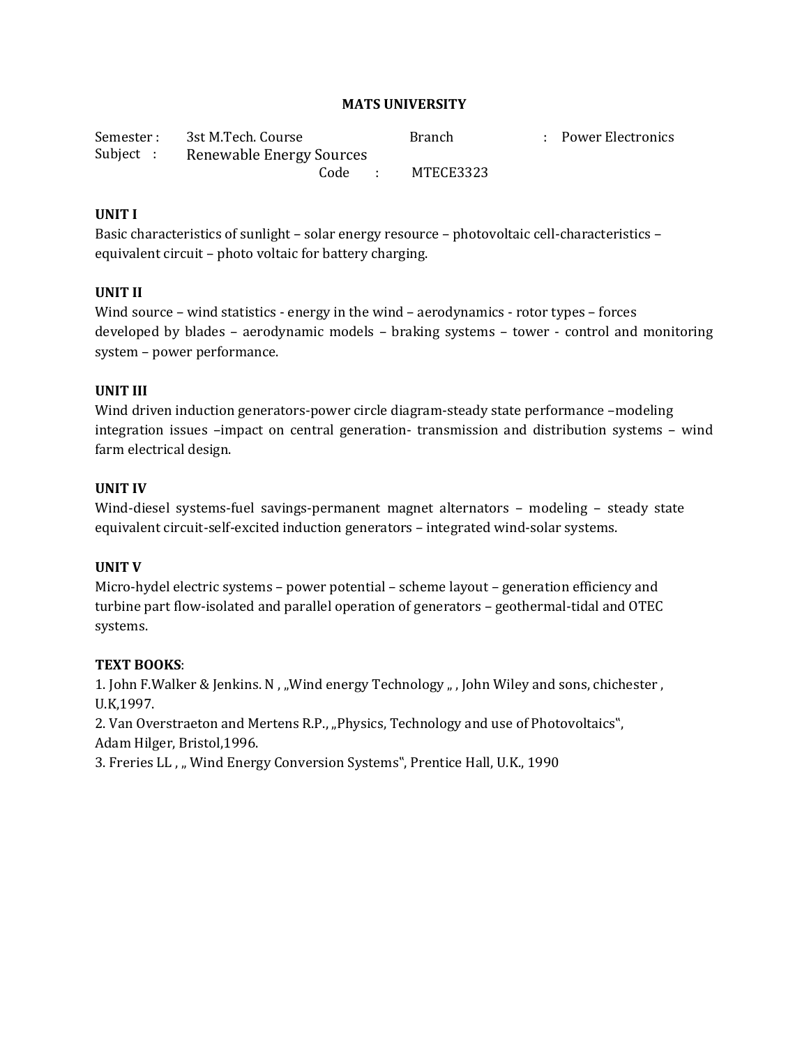**MATS UNIVERSITY**

Semester : 3st M.Tech. Course Branch : Power Electronics
Subject : Renewable Energy Sources
Code : MTECE3323

**UNIT I**

Basic characteristics of sunlight – solar energy resource – photovoltaic cell-characteristics – equivalent circuit – photo voltaic for battery charging.

**UNIT II**

Wind source – wind statistics - energy in the wind – aerodynamics - rotor types – forces developed by blades – aerodynamic models – braking systems – tower - control and monitoring system – power performance.

**UNIT III**

Wind driven induction generators-power circle diagram-steady state performance –modeling integration issues –impact on central generation- transmission and distribution systems – wind farm electrical design.

**UNIT IV**

Wind-diesel systems-fuel savings-permanent magnet alternators – modeling – steady state equivalent circuit-self-excited induction generators – integrated wind-solar systems.

**UNIT V**

Micro-hydel electric systems – power potential – scheme layout – generation efficiency and turbine part flow-isolated and parallel operation of generators – geothermal-tidal and OTEC systems.

**TEXT BOOKS**:

1. John F.Walker & Jenkins. N , „Wind energy Technology „ , John Wiley and sons, chichester , U.K,1997.
2. Van Overstraeton and Mertens R.P., „Physics, Technology and use of Photovoltaics‟, Adam Hilger, Bristol,1996.
3. Freries LL , „ Wind Energy Conversion Systems‟, Prentice Hall, U.K., 1990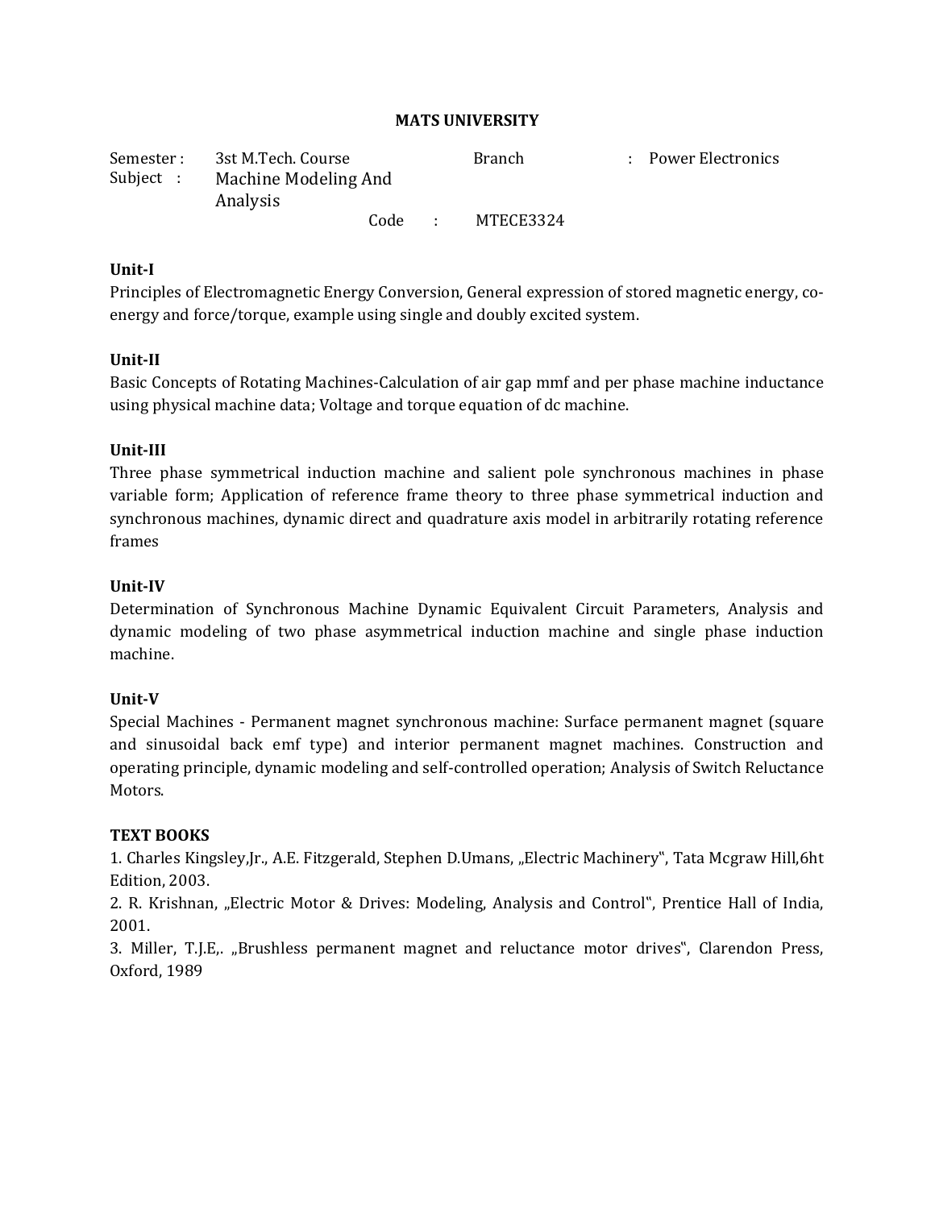**MATS UNIVERSITY**

Semester : 3st M.Tech. Course    Branch : Power Electronics

Subject : Machine Modeling And Analysis    Code : MTECE3324

**Unit-I**

Principles of Electromagnetic Energy Conversion, General expression of stored magnetic energy, co-energy and force/torque, example using single and doubly excited system.

**Unit-II**

Basic Concepts of Rotating Machines-Calculation of air gap mmf and per phase machine inductance using physical machine data; Voltage and torque equation of dc machine.

**Unit-III**

Three phase symmetrical induction machine and salient pole synchronous machines in phase variable form; Application of reference frame theory to three phase symmetrical induction and synchronous machines, dynamic direct and quadrature axis model in arbitrarily rotating reference frames

**Unit-IV**

Determination of Synchronous Machine Dynamic Equivalent Circuit Parameters, Analysis and dynamic modeling of two phase asymmetrical induction machine and single phase induction machine.

**Unit-V**

Special Machines - Permanent magnet synchronous machine: Surface permanent magnet (square and sinusoidal back emf type) and interior permanent magnet machines. Construction and operating principle, dynamic modeling and self-controlled operation; Analysis of Switch Reluctance Motors.

**TEXT BOOKS**

1. Charles Kingsley,Jr., A.E. Fitzgerald, Stephen D.Umans, „Electric Machinery", Tata Mcgraw Hill,6ht Edition, 2003.
2. R. Krishnan, „Electric Motor & Drives: Modeling, Analysis and Control", Prentice Hall of India, 2001.
3. Miller, T.J.E,. „Brushless permanent magnet and reluctance motor drives", Clarendon Press, Oxford, 1989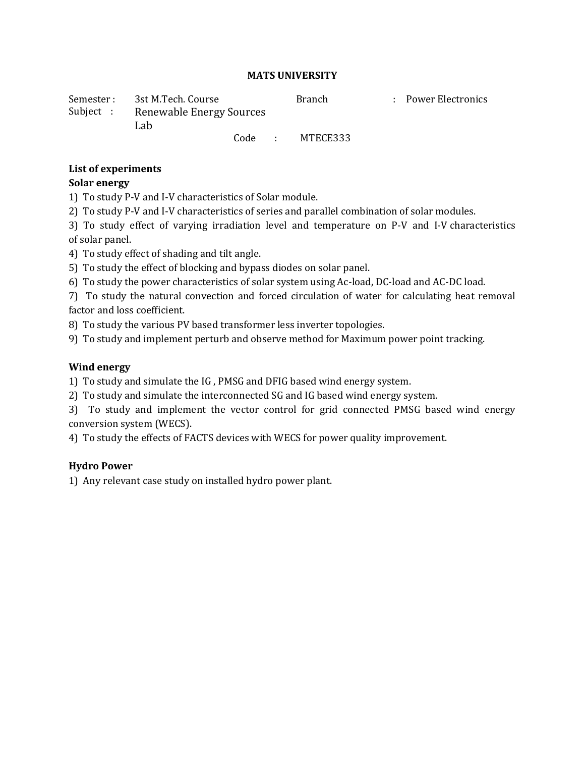**MATS UNIVERSITY**

Semester : 3st M.Tech. Course Branch : Power Electronics
Subject : Renewable Energy Sources Lab
Code : MTECE333

**List of experiments**

**Solar energy**

1) To study P-V and I-V characteristics of Solar module.
2) To study P-V and I-V characteristics of series and parallel combination of solar modules.
3) To study effect of varying irradiation level and temperature on P-V and I-V characteristics of solar panel.
4) To study effect of shading and tilt angle.
5) To study the effect of blocking and bypass diodes on solar panel.
6) To study the power characteristics of solar system using Ac-load, DC-load and AC-DC load.
7) To study the natural convection and forced circulation of water for calculating heat removal factor and loss coefficient.
8) To study the various PV based transformer less inverter topologies.
9) To study and implement perturb and observe method for Maximum power point tracking.

**Wind energy**

1) To study and simulate the IG , PMSG and DFIG based wind energy system.
2) To study and simulate the interconnected SG and IG based wind energy system.
3) To study and implement the vector control for grid connected PMSG based wind energy conversion system (WECS).
4) To study the effects of FACTS devices with WECS for power quality improvement.

**Hydro Power**

1) Any relevant case study on installed hydro power plant.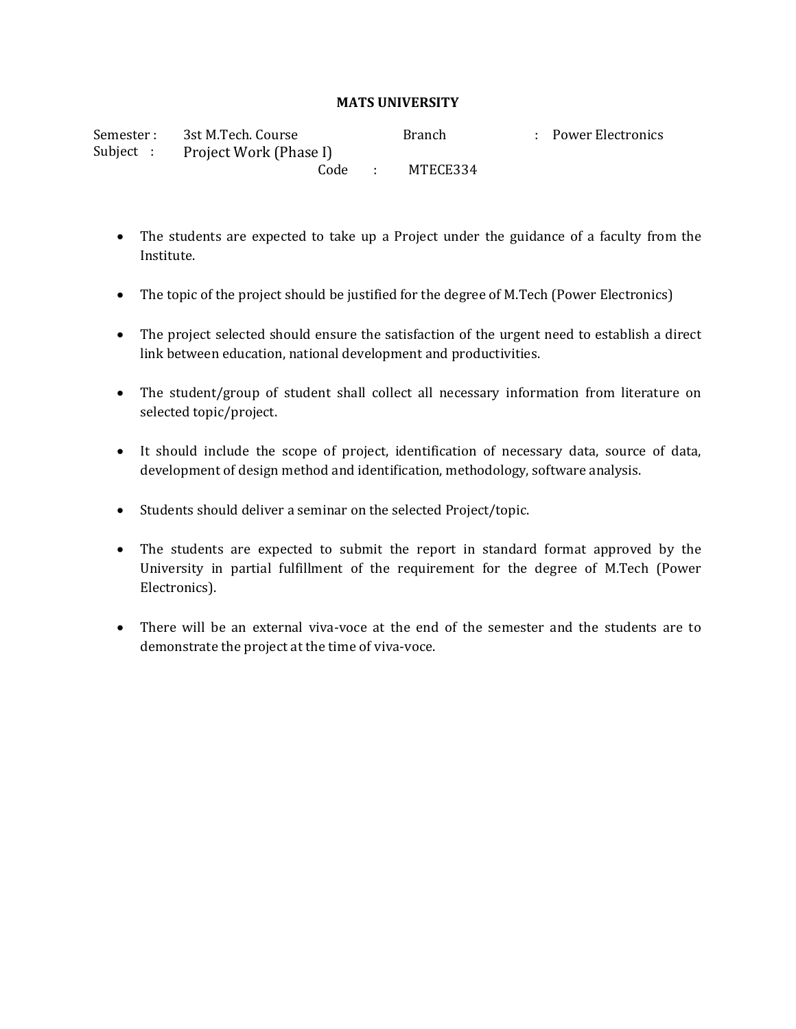**MATS UNIVERSITY**

Semester : 3st M.Tech. Course Branch : Power Electronics
Subject : Project Work (Phase I)
Code : MTECE334

- The students are expected to take up a Project under the guidance of a faculty from the Institute.
- The topic of the project should be justified for the degree of M.Tech (Power Electronics)
- The project selected should ensure the satisfaction of the urgent need to establish a direct link between education, national development and productivities.
- The student/group of student shall collect all necessary information from literature on selected topic/project.
- It should include the scope of project, identification of necessary data, source of data, development of design method and identification, methodology, software analysis.
- Students should deliver a seminar on the selected Project/topic.
- The students are expected to submit the report in standard format approved by the University in partial fulfillment of the requirement for the degree of M.Tech (Power Electronics).
- There will be an external viva-voce at the end of the semester and the students are to demonstrate the project at the time of viva-voce.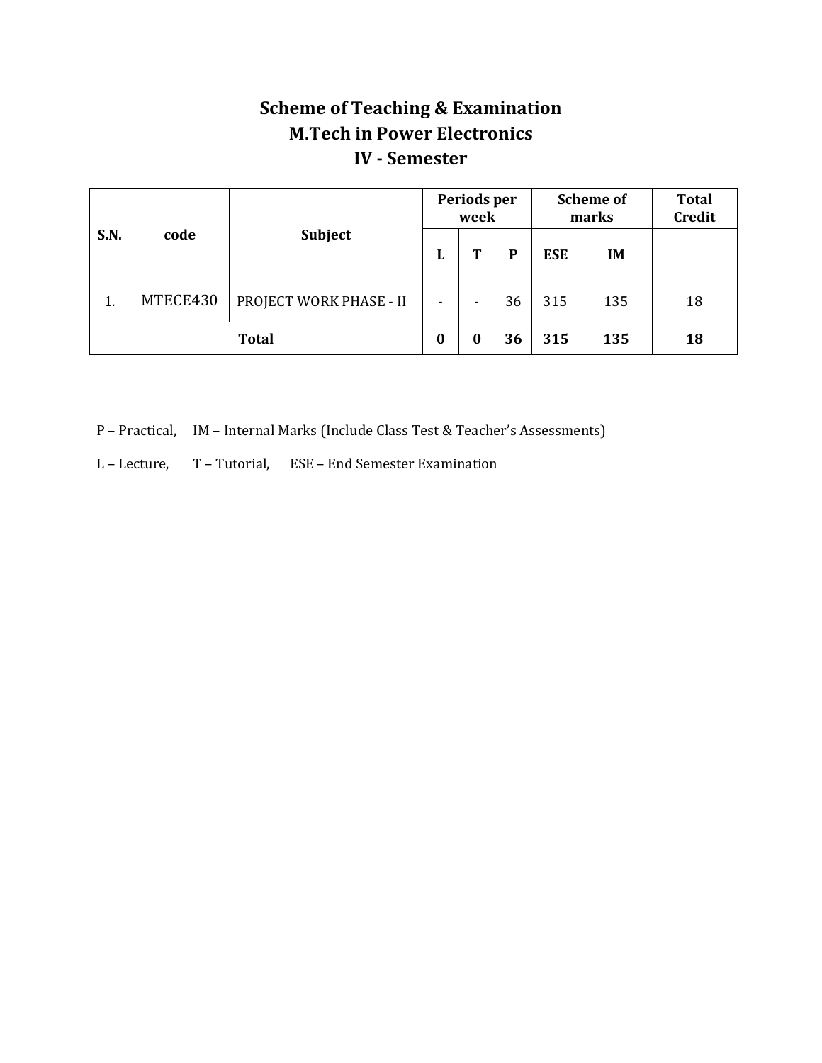# Scheme of Teaching & Examination
# M.Tech in Power Electronics
# IV - Semester

| S.N. | code | Subject | Periods per week | | | Scheme of marks | | Total Credit |
|---|---|---|---|---|---|---|---|---|
| | | | L | T | P | ESE | IM | |
| 1. | MTECE430 | PROJECT WORK PHASE - II | - | - | 36 | 315 | 135 | 18 |
| **Total** | | | **0** | **0** | **36** | **315** | **135** | **18** |

P – Practical, IM – Internal Marks (Include Class Test & Teacher's Assessments)

L – Lecture, T – Tutorial, ESE – End Semester Examination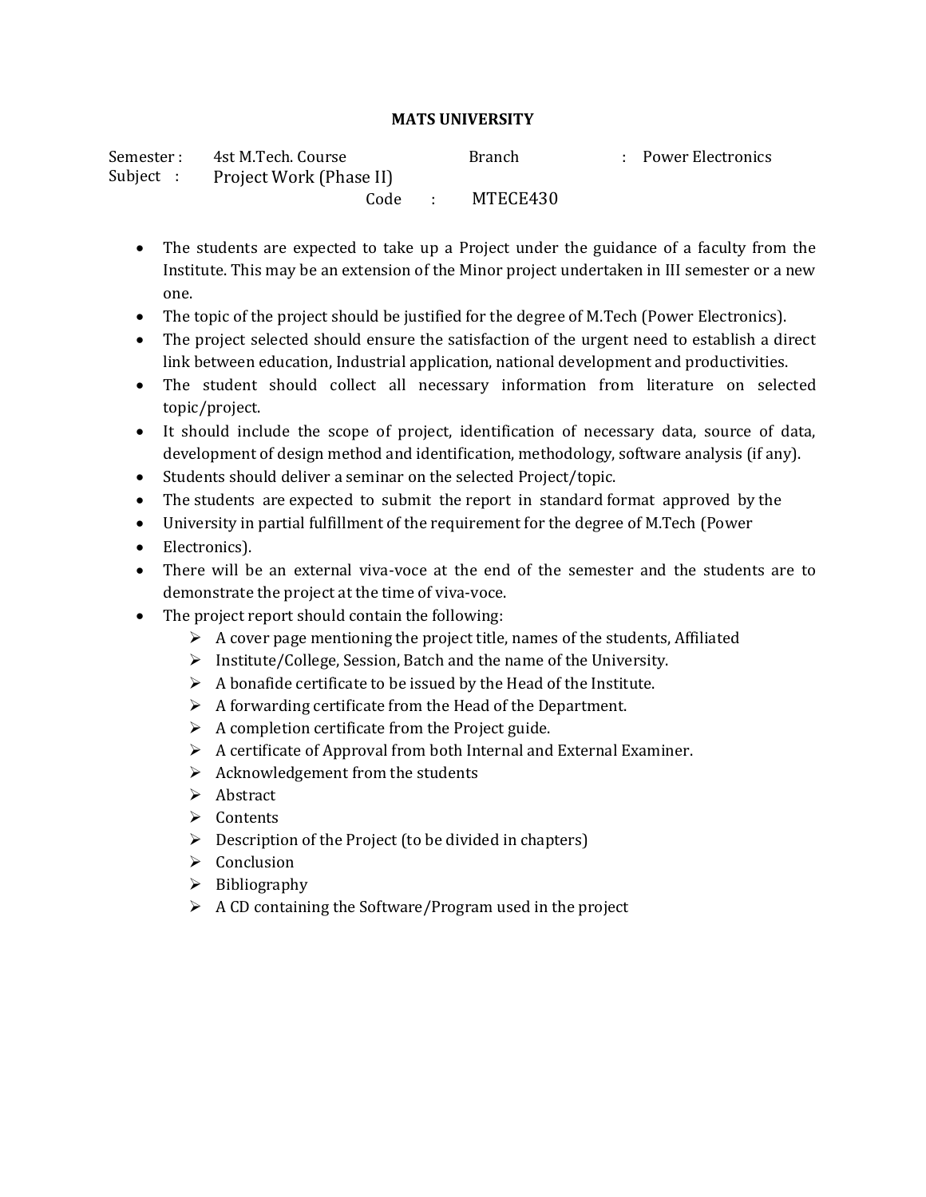**MATS UNIVERSITY**

Semester : 4st M.Tech. Course Branch : Power Electronics
Subject : Project Work (Phase II)
Code : MTECE430

- The students are expected to take up a Project under the guidance of a faculty from the Institute. This may be an extension of the Minor project undertaken in III semester or a new one.
- The topic of the project should be justified for the degree of M.Tech (Power Electronics).
- The project selected should ensure the satisfaction of the urgent need to establish a direct link between education, Industrial application, national development and productivities.
- The student should collect all necessary information from literature on selected topic/project.
- It should include the scope of project, identification of necessary data, source of data, development of design method and identification, methodology, software analysis (if any).
- Students should deliver a seminar on the selected Project/topic.
- The students are expected to submit the report in standard format approved by the
- University in partial fulfillment of the requirement for the degree of M.Tech (Power
- Electronics).
- There will be an external viva-voce at the end of the semester and the students are to demonstrate the project at the time of viva-voce.
- The project report should contain the following:
    - A cover page mentioning the project title, names of the students, Affiliated
    - Institute/College, Session, Batch and the name of the University.
    - A bonafide certificate to be issued by the Head of the Institute.
    - A forwarding certificate from the Head of the Department.
    - A completion certificate from the Project guide.
    - A certificate of Approval from both Internal and External Examiner.
    - Acknowledgement from the students
    - Abstract
    - Contents
    - Description of the Project (to be divided in chapters)
    - Conclusion
    - Bibliography
    - A CD containing the Software/Program used in the project